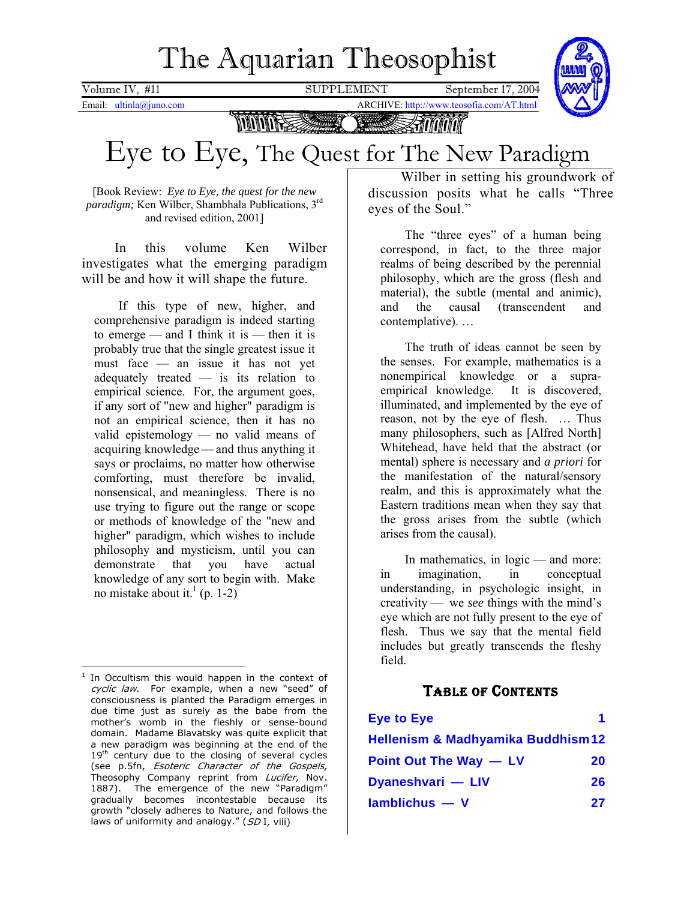# The Aquarian Theosophist

Volume IV, #11 SUPPLEMENT September 17, 2004

Email: ultinla@juno.com ARCHIVE: http://www.teosofia.com/AT.html

# Eye to Eye, The Quest for The New Paradigm

[Book Review: *Eye to Eye, the quest for the new paradigm;* Ken Wilber, Shambhala Publications, 3rd and revised edition, 2001]

In this volume Ken Wilber investigates what the emerging paradigm will be and how it will shape the future.

> If this type of new, higher, and comprehensive paradigm is indeed starting to emerge — and I think it is — then it is probably true that the single greatest issue it must face — an issue it has not yet adequately treated — is its relation to empirical science. For, the argument goes, if any sort of "new and higher" paradigm is not an empirical science, then it has no valid epistemology — no valid means of acquiring knowledge — and thus anything it says or proclaims, no matter how otherwise comforting, must therefore be invalid, nonsensical, and meaningless. There is no use trying to figure out the range or scope or methods of knowledge of the "new and higher" paradigm, which wishes to include philosophy and mysticism, until you can demonstrate that you have actual knowledge of any sort to begin with. Make no mistake about it.[1] (p. 1-2)

Wilber in setting his groundwork of discussion posits what he calls "Three eyes of the Soul."

> The "three eyes" of a human being correspond, in fact, to the three major realms of being described by the perennial philosophy, which are the gross (flesh and material), the subtle (mental and animic), and the causal (transcendent and contemplative). …

> The truth of ideas cannot be seen by the senses. For example, mathematics is a nonempirical knowledge or a supra-empirical knowledge. It is discovered, illuminated, and implemented by the eye of reason, not by the eye of flesh. … Thus many philosophers, such as [Alfred North] Whitehead, have held that the abstract (or mental) sphere is necessary and *a priori* for the manifestation of the natural/sensory realm, and this is approximately what the Eastern traditions mean when they say that the gross arises from the subtle (which arises from the causal).

> In mathematics, in logic — and more: in imagination, in conceptual understanding, in psychologic insight, in creativity — we *see* things with the mind's eye which are not fully present to the eye of flesh. Thus we say that the mental field includes but greatly transcends the fleshy field.

## Table of Contents

| | |
|---|---|
| Eye to Eye | 1 |
| Hellenism & Madhyamika Buddhism | 12 |
| Point Out The Way — LV | 20 |
| Dyaneshvari — LIV | 26 |
| Iamblichus — V | 27 |

---

[1] In Occultism this would happen in the context of *cyclic law*. For example, when a new "seed" of consciousness is planted the Paradigm emerges in due time just as surely as the babe from the mother's womb in the fleshly or sense-bound domain. Madame Blavatsky was quite explicit that a new paradigm was beginning at the end of the 19th century due to the closing of several cycles (see p.5fn, *Esoteric Character of the Gospels,* Theosophy Company reprint from *Lucifer,* Nov. 1887). The emergence of the new "Paradigm" gradually becomes incontestable because its growth "closely adheres to Nature, and follows the laws of uniformity and analogy." (*SD* I, viii)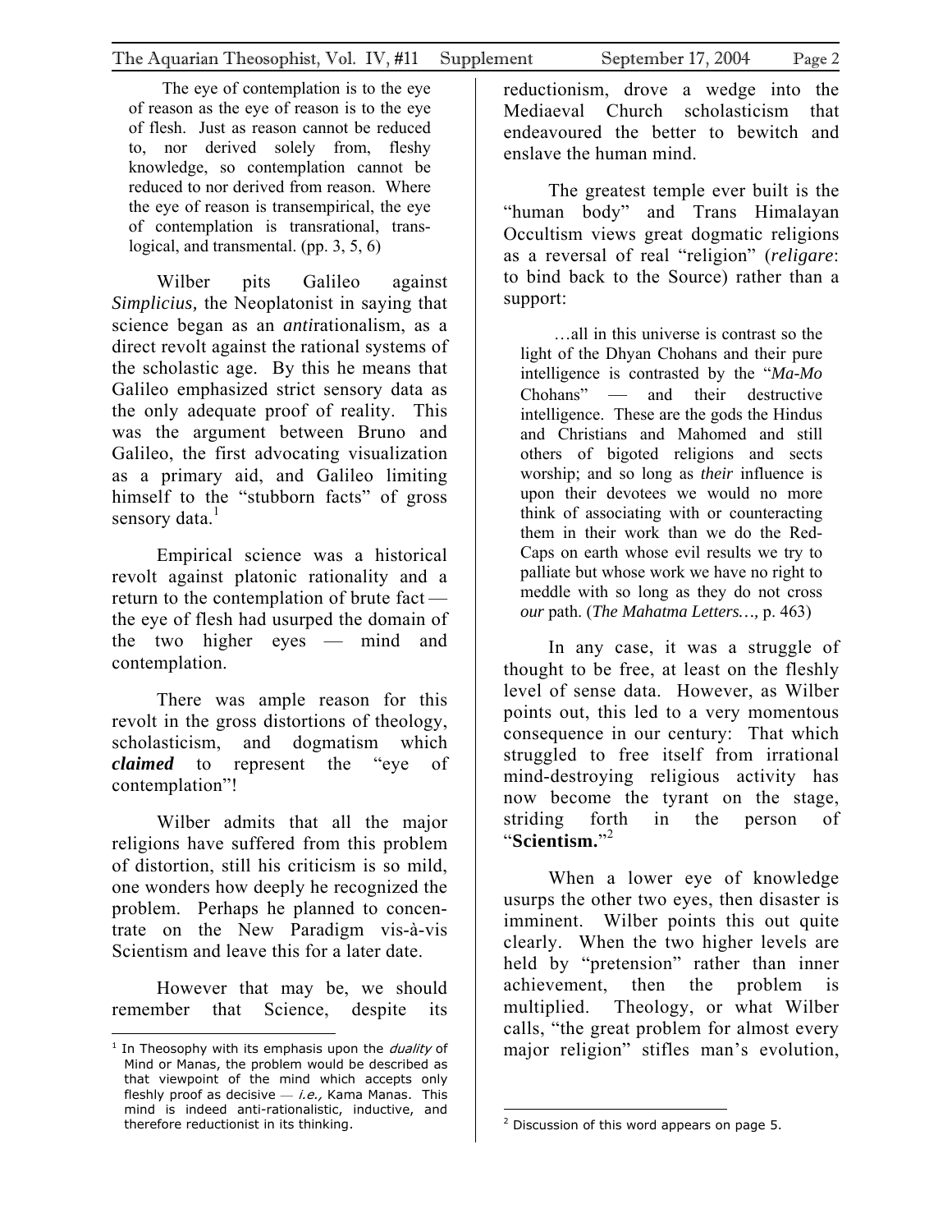> The eye of contemplation is to the eye of reason as the eye of reason is to the eye of flesh. Just as reason cannot be reduced to, nor derived solely from, fleshy knowledge, so contemplation cannot be reduced to nor derived from reason. Where the eye of reason is transempirical, the eye of contemplation is transrational, trans-logical, and transmental. (pp. 3, 5, 6)

Wilber pits Galileo against *Simplicius,* the Neoplatonist in saying that science began as an *anti*rationalism, as a direct revolt against the rational systems of the scholastic age. By this he means that Galileo emphasized strict sensory data as the only adequate proof of reality. This was the argument between Bruno and Galileo, the first advocating visualization as a primary aid, and Galileo limiting himself to the "stubborn facts" of gross sensory data.[1]

Empirical science was a historical revolt against platonic rationality and a return to the contemplation of brute fact — the eye of flesh had usurped the domain of the two higher eyes — mind and contemplation.

There was ample reason for this revolt in the gross distortions of theology, scholasticism, and dogmatism which ***claimed*** to represent the "eye of contemplation"!

Wilber admits that all the major religions have suffered from this problem of distortion, still his criticism is so mild, one wonders how deeply he recognized the problem. Perhaps he planned to concentrate on the New Paradigm vis-à-vis Scientism and leave this for a later date.

However that may be, we should remember that Science, despite its reductionism, drove a wedge into the Mediaeval Church scholasticism that endeavoured the better to bewitch and enslave the human mind.

The greatest temple ever built is the "human body" and Trans Himalayan Occultism views great dogmatic religions as a reversal of real "religion" (*religare*: to bind back to the Source) rather than a support:

> …all in this universe is contrast so the light of the Dhyan Chohans and their pure intelligence is contrasted by the "*Ma-Mo* Chohans" — and their destructive intelligence. These are the gods the Hindus and Christians and Mahomed and still others of bigoted religions and sects worship; and so long as *their* influence is upon their devotees we would no more think of associating with or counteracting them in their work than we do the Red-Caps on earth whose evil results we try to palliate but whose work we have no right to meddle with so long as they do not cross *our* path. (*The Mahatma Letters…,* p. 463)

In any case, it was a struggle of thought to be free, at least on the fleshly level of sense data. However, as Wilber points out, this led to a very momentous consequence in our century: That which struggled to free itself from irrational mind-destroying religious activity has now become the tyrant on the stage, striding forth in the person of "**Scientism.**"[2]

When a lower eye of knowledge usurps the other two eyes, then disaster is imminent. Wilber points this out quite clearly. When the two higher levels are held by "pretension" rather than inner achievement, then the problem is multiplied. Theology, or what Wilber calls, "the great problem for almost every major religion" stifles man's evolution,

---

[1] In Theosophy with its emphasis upon the *duality* of Mind or Manas, the problem would be described as that viewpoint of the mind which accepts only fleshly proof as decisive — *i.e.,* Kama Manas. This mind is indeed anti-rationalistic, inductive, and therefore reductionist in its thinking.

[2] Discussion of this word appears on page 5.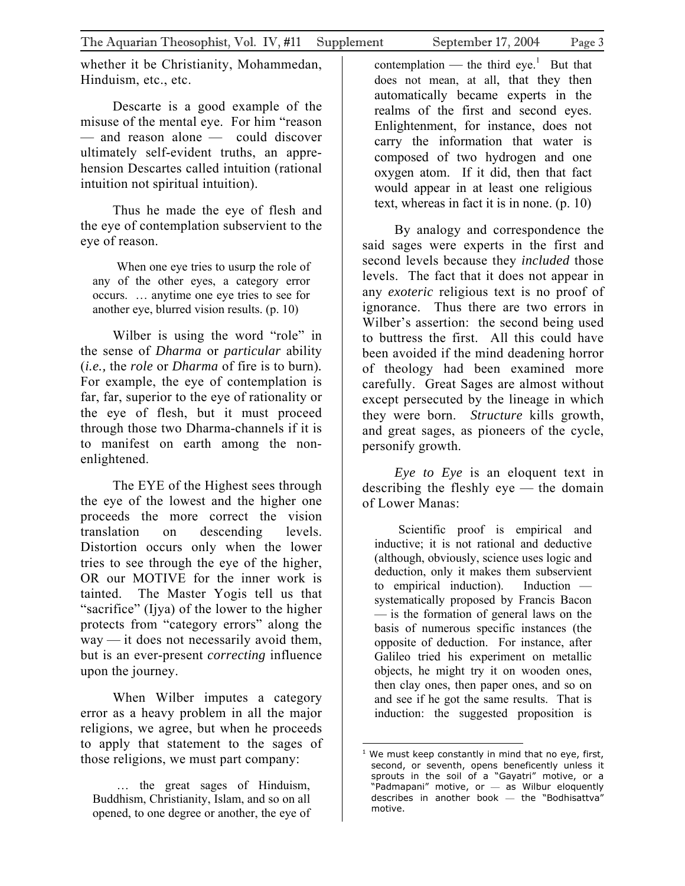whether it be Christianity, Mohammedan, Hinduism, etc., etc.

Descarte is a good example of the misuse of the mental eye. For him "reason — and reason alone — could discover ultimately self-evident truths, an apprehension Descartes called intuition (rational intuition not spiritual intuition).

Thus he made the eye of flesh and the eye of contemplation subservient to the eye of reason.

> When one eye tries to usurp the role of any of the other eyes, a category error occurs. … anytime one eye tries to see for another eye, blurred vision results. (p. 10)

Wilber is using the word "role" in the sense of *Dharma* or *particular* ability (*i.e.,* the *role* or *Dharma* of fire is to burn). For example, the eye of contemplation is far, far, superior to the eye of rationality or the eye of flesh, but it must proceed through those two Dharma-channels if it is to manifest on earth among the non-enlightened.

The EYE of the Highest sees through the eye of the lowest and the higher one proceeds the more correct the vision translation on descending levels. Distortion occurs only when the lower tries to see through the eye of the higher, OR our MOTIVE for the inner work is tainted. The Master Yogis tell us that "sacrifice" (Ijya) of the lower to the higher protects from "category errors" along the way — it does not necessarily avoid them, but is an ever-present *correcting* influence upon the journey.

When Wilber imputes a category error as a heavy problem in all the major religions, we agree, but when he proceeds to apply that statement to the sages of those religions, we must part company:

> … the great sages of Hinduism, Buddhism, Christianity, Islam, and so on all opened, to one degree or another, the eye of contemplation — the third eye.[1] But that does not mean, at all, that they then automatically became experts in the realms of the first and second eyes. Enlightenment, for instance, does not carry the information that water is composed of two hydrogen and one oxygen atom. If it did, then that fact would appear in at least one religious text, whereas in fact it is in none. (p. 10)

By analogy and correspondence the said sages were experts in the first and second levels because they *included* those levels. The fact that it does not appear in any *exoteric* religious text is no proof of ignorance. Thus there are two errors in Wilber's assertion: the second being used to buttress the first. All this could have been avoided if the mind deadening horror of theology had been examined more carefully. Great Sages are almost without except persecuted by the lineage in which they were born. *Structure* kills growth, and great sages, as pioneers of the cycle, personify growth.

*Eye to Eye* is an eloquent text in describing the fleshly eye — the domain of Lower Manas:

> Scientific proof is empirical and inductive; it is not rational and deductive (although, obviously, science uses logic and deduction, only it makes them subservient to empirical induction). Induction — systematically proposed by Francis Bacon — is the formation of general laws on the basis of numerous specific instances (the opposite of deduction. For instance, after Galileo tried his experiment on metallic objects, he might try it on wooden ones, then clay ones, then paper ones, and so on and see if he got the same results. That is induction: the suggested proposition is

[1] We must keep constantly in mind that no eye, first, second, or seventh, opens beneficently unless it sprouts in the soil of a "Gayatri" motive, or a "Padmapani" motive, or — as Wilbur eloquently describes in another book — the "Bodhisattva" motive.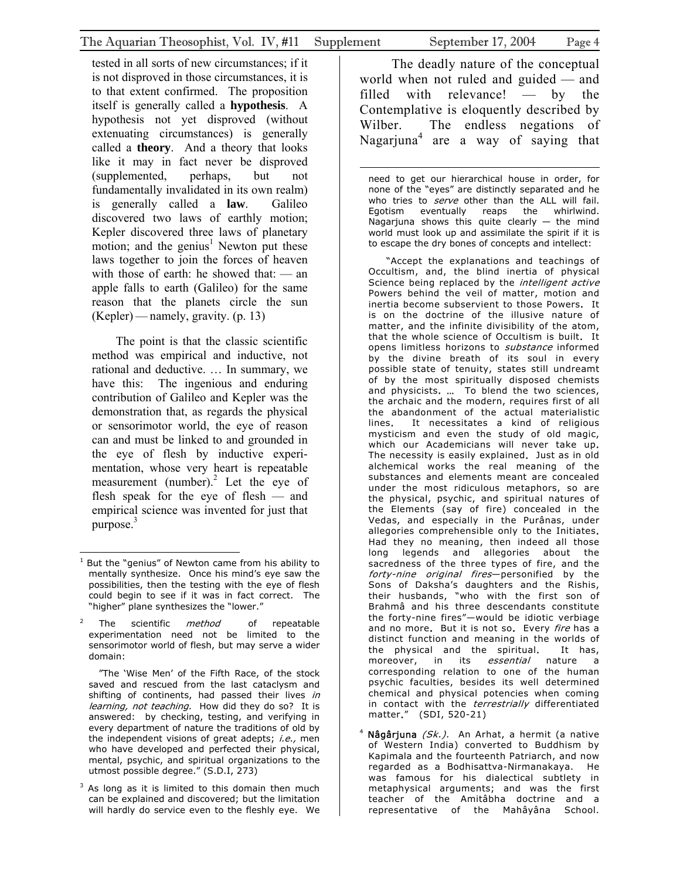tested in all sorts of new circumstances; if it is not disproved in those circumstances, it is to that extent confirmed. The proposition itself is generally called a **hypothesis**. A hypothesis not yet disproved (without extenuating circumstances) is generally called a **theory**. And a theory that looks like it may in fact never be disproved (supplemented, perhaps, but not fundamentally invalidated in its own realm) is generally called a **law**. Galileo discovered two laws of earthly motion; Kepler discovered three laws of planetary motion; and the genius[1] Newton put these laws together to join the forces of heaven with those of earth: he showed that: — an apple falls to earth (Galileo) for the same reason that the planets circle the sun (Kepler) — namely, gravity. (p. 13)

The point is that the classic scientific method was empirical and inductive, not rational and deductive. … In summary, we have this: The ingenious and enduring contribution of Galileo and Kepler was the demonstration that, as regards the physical or sensorimotor world, the eye of reason can and must be linked to and grounded in the eye of flesh by inductive experimentation, whose very heart is repeatable measurement (number).[2] Let the eye of flesh speak for the eye of flesh — and empirical science was invented for just that purpose.[3]

The deadly nature of the conceptual world when not ruled and guided — and filled with relevance! — by the Contemplative is eloquently described by Wilber. The endless negations of Nagarjuna[4] are a way of saying that

---

[1] But the "genius" of Newton came from his ability to mentally synthesize. Once his mind's eye saw the possibilities, then the testing with the eye of flesh could begin to see if it was in fact correct. The "higher" plane synthesizes the "lower."

[2] The scientific *method* of repeatable experimentation need not be limited to the sensorimotor world of flesh, but may serve a wider domain:

"The 'Wise Men' of the Fifth Race, of the stock saved and rescued from the last cataclysm and shifting of continents, had passed their lives *in learning, not teaching.* How did they do so? It is answered: by checking, testing, and verifying in every department of nature the traditions of old by the independent visions of great adepts; *i.e.,* men who have developed and perfected their physical, mental, psychic, and spiritual organizations to the utmost possible degree." (S.D.I, 273)

[3] As long as it is limited to this domain then much can be explained and discovered; but the limitation will hardly do service even to the fleshly eye. We need to get our hierarchical house in order, for none of the "eyes" are distinctly separated and he who tries to *serve* other than the ALL will fail. Egotism eventually reaps the whirlwind. Nagarjuna shows this quite clearly — the mind world must look up and assimilate the spirit if it is to escape the dry bones of concepts and intellect:

"Accept the explanations and teachings of Occultism, and, the blind inertia of physical Science being replaced by the *intelligent active* Powers behind the veil of matter, motion and inertia become subservient to those Powers. It is on the doctrine of the illusive nature of matter, and the infinite divisibility of the atom, that the whole science of Occultism is built. It opens limitless horizons to *substance* informed by the divine breath of its soul in every possible state of tenuity, states still undreamt of by the most spiritually disposed chemists and physicists. … To blend the two sciences, the archaic and the modern, requires first of all the abandonment of the actual materialistic lines. It necessitates a kind of religious mysticism and even the study of old magic, which our Academicians will never take up. The necessity is easily explained. Just as in old alchemical works the real meaning of the substances and elements meant are concealed under the most ridiculous metaphors, so are the physical, psychic, and spiritual natures of the Elements (say of fire) concealed in the Vedas, and especially in the Purânas, under allegories comprehensible only to the Initiates. Had they no meaning, then indeed all those long legends and allegories about the sacredness of the three types of fire, and the *forty-nine original fires*—personified by the Sons of Daksha's daughters and the Rishis, their husbands, "who with the first son of Brahmâ and his three descendants constitute the forty-nine fires"—would be idiotic verbiage and no more. But it is not so. Every *fire* has a distinct function and meaning in the worlds of the physical and the spiritual. It has, moreover, in its *essential* nature a corresponding relation to one of the human psychic faculties, besides its well determined chemical and physical potencies when coming in contact with the *terrestrially* differentiated matter." (SDI, 520-21)

[4] **Nâgârjuna** *(Sk.).* An Arhat, a hermit (a native of Western India) converted to Buddhism by Kapimala and the fourteenth Patriarch, and now regarded as a Bodhisattva-Nirmanakaya. He was famous for his dialectical subtlety in metaphysical arguments; and was the first teacher of the Amitâbha doctrine and a representative of the Mahâyâna School.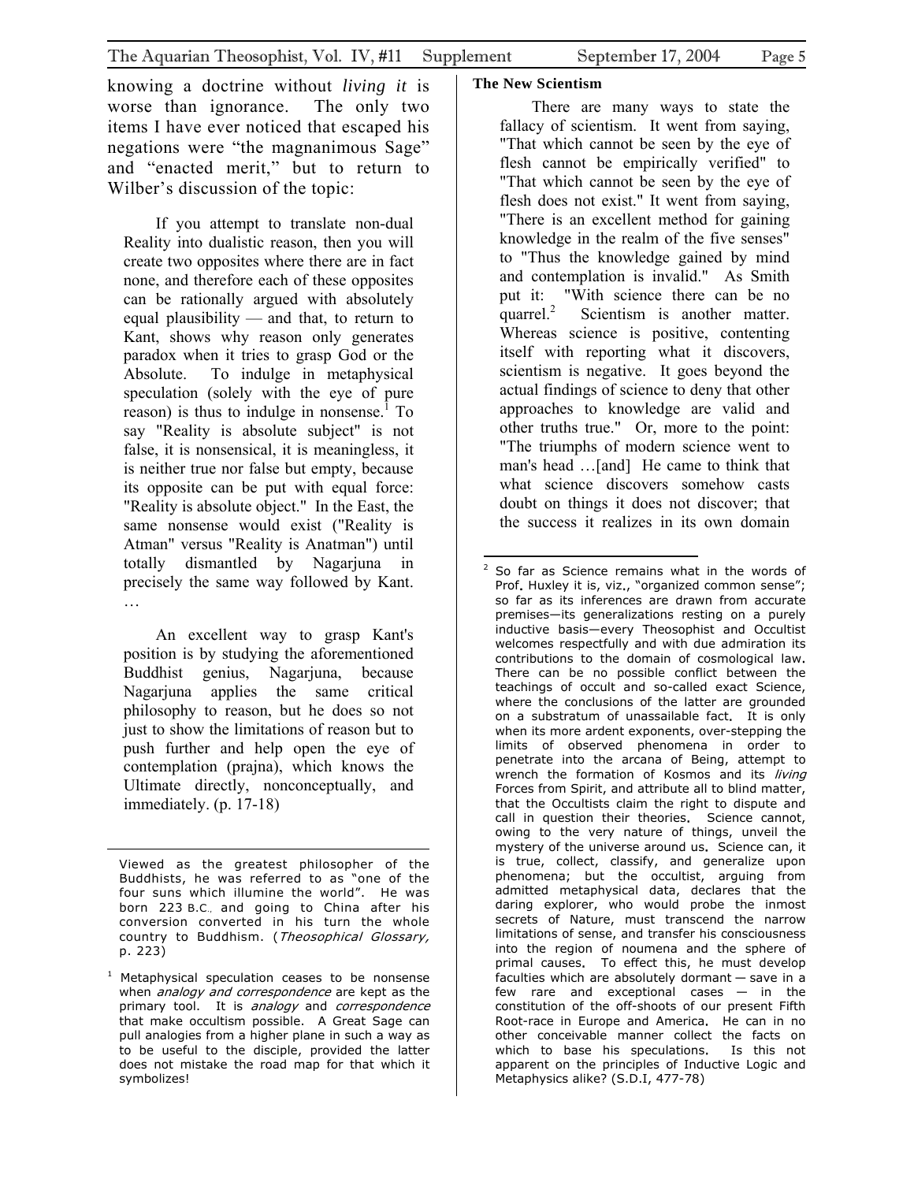knowing a doctrine without *living it* is worse than ignorance. The only two items I have ever noticed that escaped his negations were "the magnanimous Sage" and "enacted merit," but to return to Wilber's discussion of the topic:

> If you attempt to translate non-dual Reality into dualistic reason, then you will create two opposites where there are in fact none, and therefore each of these opposites can be rationally argued with absolutely equal plausibility — and that, to return to Kant, shows why reason only generates paradox when it tries to grasp God or the Absolute. To indulge in metaphysical speculation (solely with the eye of pure reason) is thus to indulge in nonsense.[1] To say "Reality is absolute subject" is not false, it is nonsensical, it is meaningless, it is neither true nor false but empty, because its opposite can be put with equal force: "Reality is absolute object." In the East, the same nonsense would exist ("Reality is Atman" versus "Reality is Anatman") until totally dismantled by Nagarjuna in precisely the same way followed by Kant. …
>
> An excellent way to grasp Kant's position is by studying the aforementioned Buddhist genius, Nagarjuna, because Nagarjuna applies the same critical philosophy to reason, but he does so not just to show the limitations of reason but to push further and help open the eye of contemplation (prajna), which knows the Ultimate directly, nonconceptually, and immediately. (p. 17-18)

Viewed as the greatest philosopher of the Buddhists, he was referred to as "one of the four suns which illumine the world". He was born 223 B.C., and going to China after his conversion converted in his turn the whole country to Buddhism. (*Theosophical Glossary,* p. 223)

[1] Metaphysical speculation ceases to be nonsense when *analogy and correspondence* are kept as the primary tool. It is *analogy* and *correspondence* that make occultism possible. A Great Sage can pull analogies from a higher plane in such a way as to be useful to the disciple, provided the latter does not mistake the road map for that which it symbolizes!

**The New Scientism**

There are many ways to state the fallacy of scientism. It went from saying, "That which cannot be seen by the eye of flesh cannot be empirically verified" to "That which cannot be seen by the eye of flesh does not exist." It went from saying, "There is an excellent method for gaining knowledge in the realm of the five senses" to "Thus the knowledge gained by mind and contemplation is invalid." As Smith put it: "With science there can be no quarrel.[2] Scientism is another matter. Whereas science is positive, contenting itself with reporting what it discovers, scientism is negative. It goes beyond the actual findings of science to deny that other approaches to knowledge are valid and other truths true." Or, more to the point: "The triumphs of modern science went to man's head …[and] He came to think that what science discovers somehow casts doubt on things it does not discover; that the success it realizes in its own domain

[2] So far as Science remains what in the words of Prof. Huxley it is, viz., "organized common sense"; so far as its inferences are drawn from accurate premises—its generalizations resting on a purely inductive basis—every Theosophist and Occultist welcomes respectfully and with due admiration its contributions to the domain of cosmological law. There can be no possible conflict between the teachings of occult and so-called exact Science, where the conclusions of the latter are grounded on a substratum of unassailable fact. It is only when its more ardent exponents, over-stepping the limits of observed phenomena in order to penetrate into the arcana of Being, attempt to wrench the formation of Kosmos and its *living* Forces from Spirit, and attribute all to blind matter, that the Occultists claim the right to dispute and call in question their theories. Science cannot, owing to the very nature of things, unveil the mystery of the universe around us. Science can, it is true, collect, classify, and generalize upon phenomena; but the occultist, arguing from admitted metaphysical data, declares that the daring explorer, who would probe the inmost secrets of Nature, must transcend the narrow limitations of sense, and transfer his consciousness into the region of noumena and the sphere of primal causes. To effect this, he must develop faculties which are absolutely dormant — save in a few rare and exceptional cases — in the constitution of the off-shoots of our present Fifth Root-race in Europe and America. He can in no other conceivable manner collect the facts on which to base his speculations. Is this not apparent on the principles of Inductive Logic and Metaphysics alike? (S.D.I, 477-78)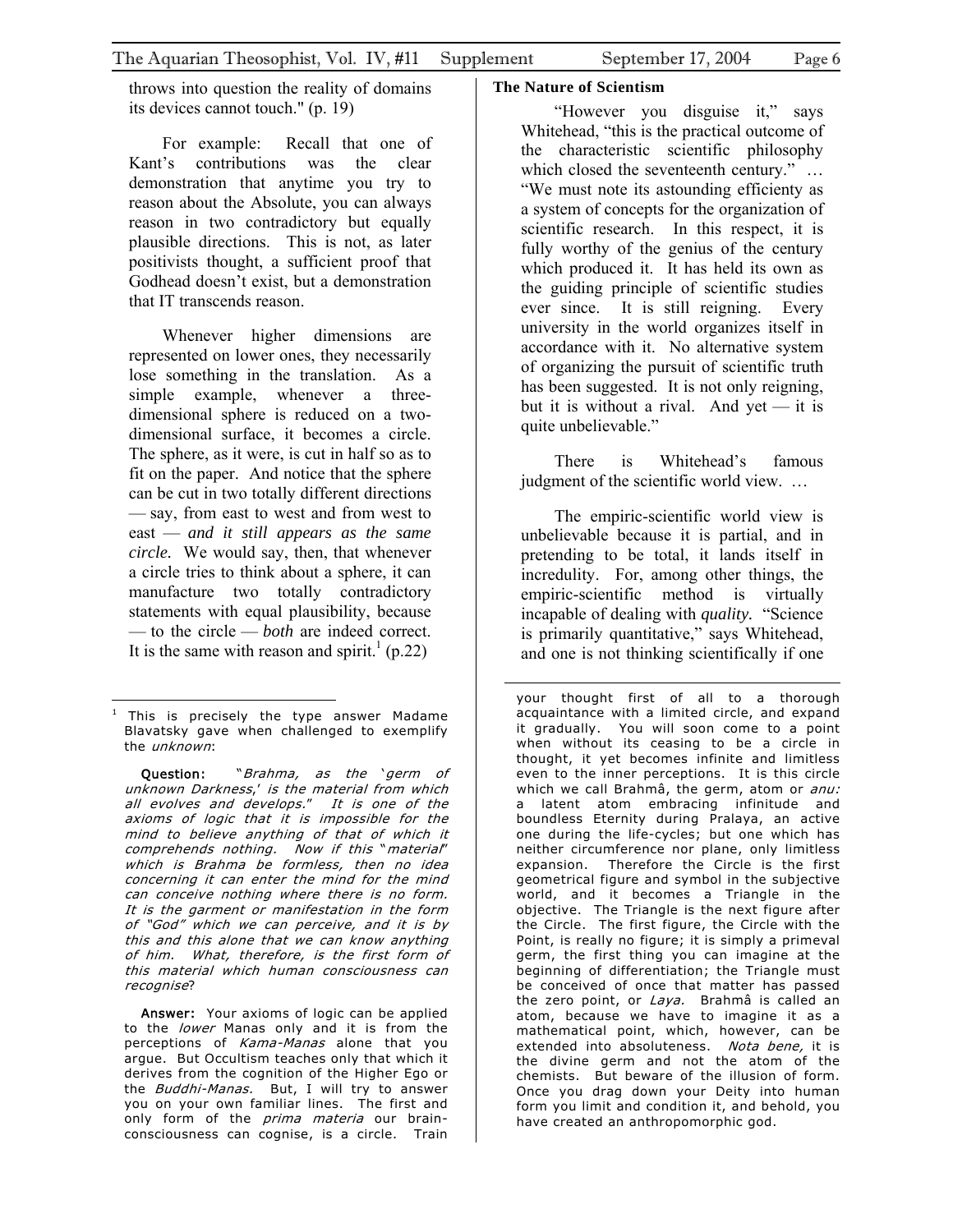throws into question the reality of domains its devices cannot touch." (p. 19)

For example: Recall that one of Kant's contributions was the clear demonstration that anytime you try to reason about the Absolute, you can always reason in two contradictory but equally plausible directions. This is not, as later positivists thought, a sufficient proof that Godhead doesn't exist, but a demonstration that IT transcends reason.

Whenever higher dimensions are represented on lower ones, they necessarily lose something in the translation. As a simple example, whenever a three-dimensional sphere is reduced on a two-dimensional surface, it becomes a circle. The sphere, as it were, is cut in half so as to fit on the paper. And notice that the sphere can be cut in two totally different directions — say, from east to west and from west to east — *and it still appears as the same circle.* We would say, then, that whenever a circle tries to think about a sphere, it can manufacture two totally contradictory statements with equal plausibility, because — to the circle — *both* are indeed correct. It is the same with reason and spirit.[1] (p.22)

**The Nature of Scientism**

"However you disguise it," says Whitehead, "this is the practical outcome of the characteristic scientific philosophy which closed the seventeenth century." … "We must note its astounding efficiency as a system of concepts for the organization of scientific research. In this respect, it is fully worthy of the genius of the century which produced it. It has held its own as the guiding principle of scientific studies ever since. It is still reigning. Every university in the world organizes itself in accordance with it. No alternative system of organizing the pursuit of scientific truth has been suggested. It is not only reigning, but it is without a rival. And yet — it is quite unbelievable."

There is Whitehead's famous judgment of the scientific world view. …

The empiric-scientific world view is unbelievable because it is partial, and in pretending to be total, it lands itself in incredulity. For, among other things, the empiric-scientific method is virtually incapable of dealing with *quality.* "Science is primarily quantitative," says Whitehead, and one is not thinking scientifically if one

---

[1] This is precisely the type answer Madame Blavatsky gave when challenged to exemplify the *unknown*:

**Question:** "*Brahma, as the 'germ of unknown Darkness,' is the material from which all evolves and develops." It is one of the axioms of logic that it is impossible for the mind to believe anything of that of which it comprehends nothing. Now if this "material" which is Brahma be formless, then no idea concerning it can enter the mind for the mind can conceive nothing where there is no form. It is the garment or manifestation in the form of "God" which we can perceive, and it is by this and this alone that we can know anything of him. What, therefore, is the first form of this material which human consciousness can recognise*?

**Answer:** Your axioms of logic can be applied to the *lower* Manas only and it is from the perceptions of *Kama-Manas* alone that you argue. But Occultism teaches only that which it derives from the cognition of the Higher Ego or the *Buddhi-Manas.* But, I will try to answer you on your own familiar lines. The first and only form of the *prima materia* our brain-consciousness can cognise, is a circle. Train your thought first of all to a thorough acquaintance with a limited circle, and expand it gradually. You will soon come to a point when without its ceasing to be a circle in thought, it yet becomes infinite and limitless even to the inner perceptions. It is this circle which we call Brahmâ, the germ, atom or *anu:* a latent atom embracing infinitude and boundless Eternity during Pralaya, an active one during the life-cycles; but one which has neither circumference nor plane, only limitless expansion. Therefore the Circle is the first geometrical figure and symbol in the subjective world, and it becomes a Triangle in the objective. The Triangle is the next figure after the Circle. The first figure, the Circle with the Point, is really no figure; it is simply a primeval germ, the first thing you can imagine at the beginning of differentiation; the Triangle must be conceived of once that matter has passed the zero point, or *Laya.* Brahmâ is called an atom, because we have to imagine it as a mathematical point, which, however, can be extended into absoluteness. *Nota bene,* it is the divine germ and not the atom of the chemists. But beware of the illusion of form. Once you drag down your Deity into human form you limit and condition it, and behold, you have created an anthropomorphic god.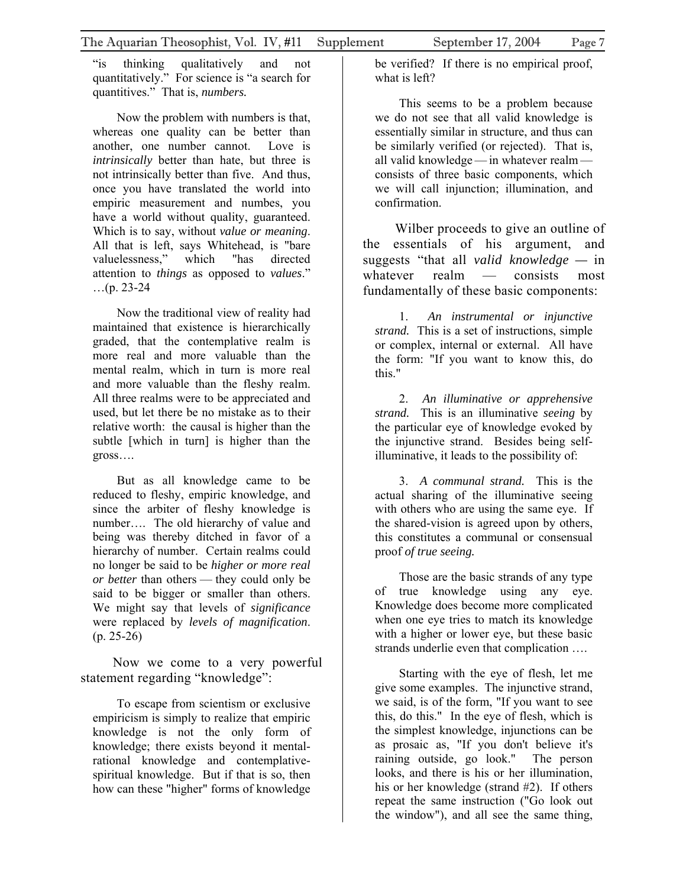"is thinking qualitatively and not quantitatively." For science is "a search for quantitives." That is, *numbers.*

> Now the problem with numbers is that, whereas one quality can be better than another, one number cannot. Love is *intrinsically* better than hate, but three is not intrinsically better than five. And thus, once you have translated the world into empiric measurement and numbes, you have a world without quality, guaranteed. Which is to say, without *value or meaning*. All that is left, says Whitehead, is "bare valuelessness," which "has directed attention to *things* as opposed to *values*." …(p. 23-24
>
> Now the traditional view of reality had maintained that existence is hierarchically graded, that the contemplative realm is more real and more valuable than the mental realm, which in turn is more real and more valuable than the fleshy realm. All three realms were to be appreciated and used, but let there be no mistake as to their relative worth: the causal is higher than the subtle [which in turn] is higher than the gross….
>
> But as all knowledge came to be reduced to fleshy, empiric knowledge, and since the arbiter of fleshy knowledge is number…. The old hierarchy of value and being was thereby ditched in favor of a hierarchy of number. Certain realms could no longer be said to be *higher or more real or better* than others — they could only be said to be bigger or smaller than others. We might say that levels of *significance* were replaced by *levels of magnification*. (p. 25-26)

Now we come to a very powerful statement regarding "knowledge":

> To escape from scientism or exclusive empiricism is simply to realize that empiric knowledge is not the only form of knowledge; there exists beyond it mental-rational knowledge and contemplative-spiritual knowledge. But if that is so, then how can these "higher" forms of knowledge be verified? If there is no empirical proof, what is left?
>
> This seems to be a problem because we do not see that all valid knowledge is essentially similar in structure, and thus can be similarly verified (or rejected). That is, all valid knowledge — in whatever realm — consists of three basic components, which we will call injunction; illumination, and confirmation.

Wilber proceeds to give an outline of the essentials of his argument, and suggests "that all *valid knowledge* — in whatever realm — consists most fundamentally of these basic components:

> 1. *An instrumental or injunctive strand.* This is a set of instructions, simple or complex, internal or external. All have the form: "If you want to know this, do this."
>
> 2. *An illuminative or apprehensive strand.* This is an illuminative *seeing* by the particular eye of knowledge evoked by the injunctive strand. Besides being self-illuminative, it leads to the possibility of:
>
> 3. *A communal strand.* This is the actual sharing of the illuminative seeing with others who are using the same eye. If the shared-vision is agreed upon by others, this constitutes a communal or consensual proof *of true seeing.*
>
> Those are the basic strands of any type of true knowledge using any eye. Knowledge does become more complicated when one eye tries to match its knowledge with a higher or lower eye, but these basic strands underlie even that complication ….
>
> Starting with the eye of flesh, let me give some examples. The injunctive strand, we said, is of the form, "If you want to see this, do this." In the eye of flesh, which is the simplest knowledge, injunctions can be as prosaic as, "If you don't believe it's raining outside, go look." The person looks, and there is his or her illumination, his or her knowledge (strand #2). If others repeat the same instruction ("Go look out the window"), and all see the same thing,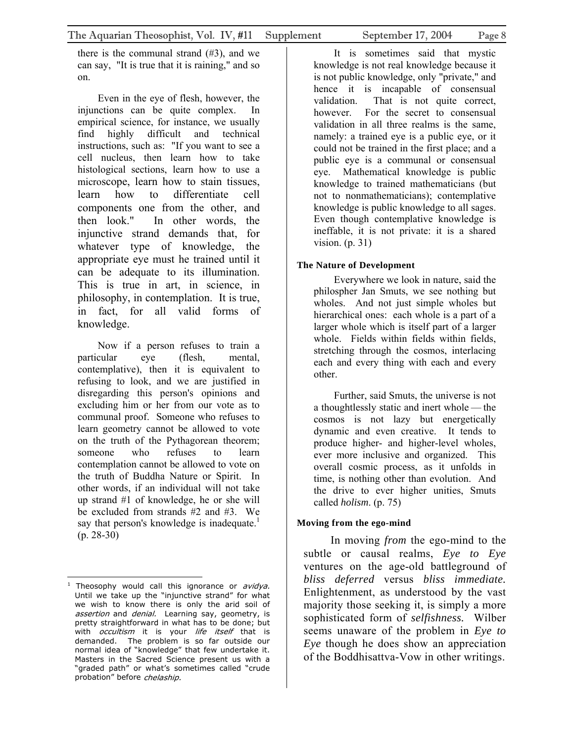there is the communal strand (#3), and we can say, "It is true that it is raining," and so on.

Even in the eye of flesh, however, the injunctions can be quite complex. In empirical science, for instance, we usually find highly difficult and technical instructions, such as: "If you want to see a cell nucleus, then learn how to take histological sections, learn how to use a microscope, learn how to stain tissues, learn how to differentiate cell components one from the other, and then look." In other words, the injunctive strand demands that, for whatever type of knowledge, the appropriate eye must he trained until it can be adequate to its illumination. This is true in art, in science, in philosophy, in contemplation. It is true, in fact, for all valid forms of knowledge.

Now if a person refuses to train a particular eye (flesh, mental, contemplative), then it is equivalent to refusing to look, and we are justified in disregarding this person's opinions and excluding him or her from our vote as to communal proof. Someone who refuses to learn geometry cannot be allowed to vote on the truth of the Pythagorean theorem; someone who refuses to learn contemplation cannot be allowed to vote on the truth of Buddha Nature or Spirit. In other words, if an individual will not take up strand #1 of knowledge, he or she will be excluded from strands #2 and #3. We say that person's knowledge is inadequate.[1] (p. 28-30)

It is sometimes said that mystic knowledge is not real knowledge because it is not public knowledge, only "private," and hence it is incapable of consensual validation. That is not quite correct, however. For the secret to consensual validation in all three realms is the same, namely: a trained eye is a public eye, or it could not be trained in the first place; and a public eye is a communal or consensual eye. Mathematical knowledge is public knowledge to trained mathematicians (but not to nonmathematicians); contemplative knowledge is public knowledge to all sages. Even though contemplative knowledge is ineffable, it is not private: it is a shared vision. (p. 31)

**The Nature of Development**

Everywhere we look in nature, said the philospher Jan Smuts, we see nothing but wholes. And not just simple wholes but hierarchical ones: each whole is a part of a larger whole which is itself part of a larger whole. Fields within fields within fields, stretching through the cosmos, interlacing each and every thing with each and every other.

Further, said Smuts, the universe is not a thoughtlessly static and inert whole — the cosmos is not lazy but energetically dynamic and even creative. It tends to produce higher- and higher-level wholes, ever more inclusive and organized. This overall cosmic process, as it unfolds in time, is nothing other than evolution. And the drive to ever higher unities, Smuts called *holism*. (p. 75)

**Moving from the ego-mind**

In moving *from* the ego-mind to the subtle or causal realms, *Eye to Eye* ventures on the age-old battleground of *bliss deferred* versus *bliss immediate.* Enlightenment, as understood by the vast majority those seeking it, is simply a more sophisticated form of *selfishness.* Wilber seems unaware of the problem in *Eye to Eye* though he does show an appreciation of the Boddhisattva-Vow in other writings.

---

[1] Theosophy would call this ignorance or *avidya.* Until we take up the "injunctive strand" for what we wish to know there is only the arid soil of *assertion* and *denial.* Learning say, geometry, is pretty straightforward in what has to be done; but with *occultism* it is your *life itself* that is demanded. The problem is so far outside our normal idea of "knowledge" that few undertake it. Masters in the Sacred Science present us with a "graded path" or what's sometimes called "crude probation" before *chelaship.*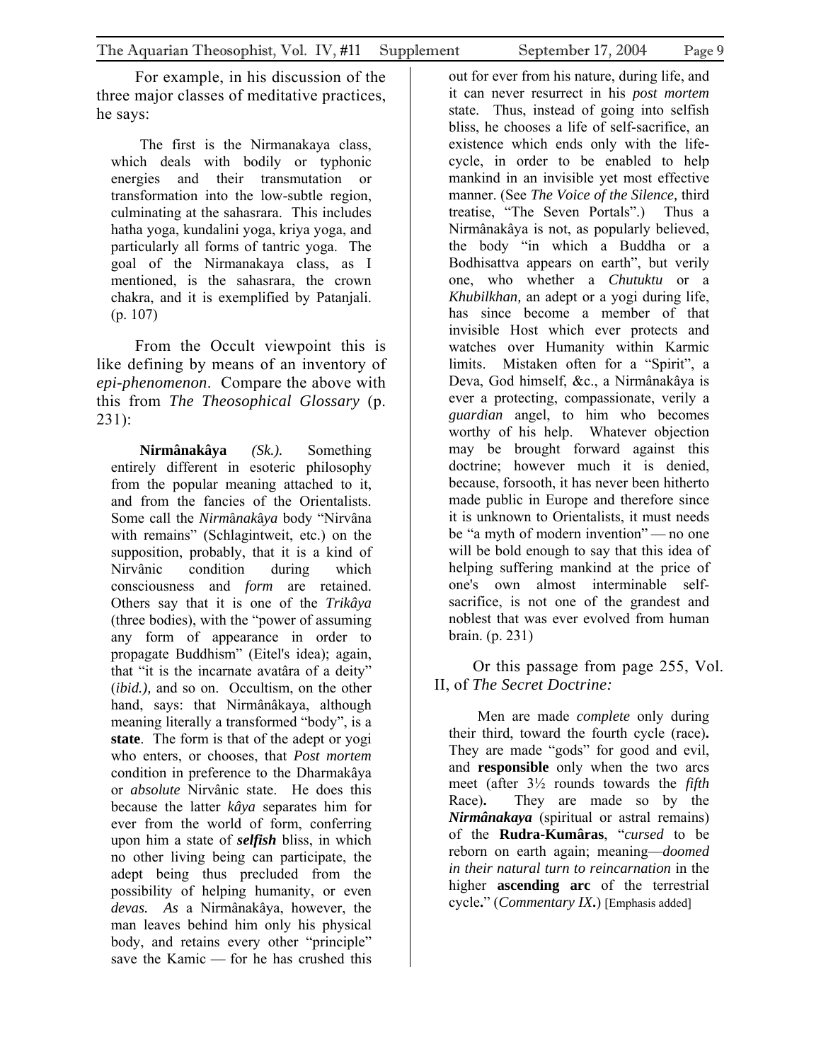For example, in his discussion of the three major classes of meditative practices, he says:

> The first is the Nirmanakaya class, which deals with bodily or typhonic energies and their transmutation or transformation into the low-subtle region, culminating at the sahasrara. This includes hatha yoga, kundalini yoga, kriya yoga, and particularly all forms of tantric yoga. The goal of the Nirmanakaya class, as I mentioned, is the sahasrara, the crown chakra, and it is exemplified by Patanjali. (p. 107)

From the Occult viewpoint this is like defining by means of an inventory of *epi-phenomenon*. Compare the above with this from *The Theosophical Glossary* (p. 231):

> **Nirmânakâya** *(Sk.).* Something entirely different in esoteric philosophy from the popular meaning attached to it, and from the fancies of the Orientalists. Some call the *Nirmânakâya* body "Nirvâna with remains" (Schlagintweit, etc.) on the supposition, probably, that it is a kind of Nirvânic condition during which consciousness and *form* are retained. Others say that it is one of the *Trikâya* (three bodies), with the "power of assuming any form of appearance in order to propagate Buddhism" (Eitel's idea); again, that "it is the incarnate avatâra of a deity" (*ibid.),* and so on. Occultism, on the other hand, says: that Nirmânâkaya, although meaning literally a transformed "body", is a **state**. The form is that of the adept or yogi who enters, or chooses, that *Post mortem* condition in preference to the Dharmakâya or *absolute* Nirvânic state. He does this because the latter *kâya* separates him for ever from the world of form, conferring upon him a state of ***selfish*** bliss, in which no other living being can participate, the adept being thus precluded from the possibility of helping humanity, or even *devas. As* a Nirmânakâya, however, the man leaves behind him only his physical body, and retains every other "principle" save the Kamic — for he has crushed this out for ever from his nature, during life, and it can never resurrect in his *post mortem* state. Thus, instead of going into selfish bliss, he chooses a life of self-sacrifice, an existence which ends only with the life-cycle, in order to be enabled to help mankind in an invisible yet most effective manner. (See *The Voice of the Silence,* third treatise, "The Seven Portals".) Thus a Nirmânakâya is not, as popularly believed, the body "in which a Buddha or a Bodhisattva appears on earth", but verily one, who whether a *Chutuktu* or a *Khubilkhan,* an adept or a yogi during life, has since become a member of that invisible Host which ever protects and watches over Humanity within Karmic limits. Mistaken often for a "Spirit", a Deva, God himself, &c., a Nirmânakâya is ever a protecting, compassionate, verily a *guardian* angel, to him who becomes worthy of his help. Whatever objection may be brought forward against this doctrine; however much it is denied, because, forsooth, it has never been hitherto made public in Europe and therefore since it is unknown to Orientalists, it must needs be "a myth of modern invention" — no one will be bold enough to say that this idea of helping suffering mankind at the price of one's own almost interminable self-sacrifice, is not one of the grandest and noblest that was ever evolved from human brain. (p. 231)

Or this passage from page 255, Vol. II, of *The Secret Doctrine:*

> Men are made *complete* only during their third, toward the fourth cycle (race)**.** They are made "gods" for good and evil, and **responsible** only when the two arcs meet (after 3½ rounds towards the *fifth* Race)**.** They are made so by the ***Nirmânakaya*** (spiritual or astral remains) of the **Rudra-Kumâras**, "*cursed* to be reborn on earth again; meaning—*doomed in their natural turn to reincarnation* in the higher **ascending arc** of the terrestrial cycle**.**" (*Commentary IX***.**) [Emphasis added]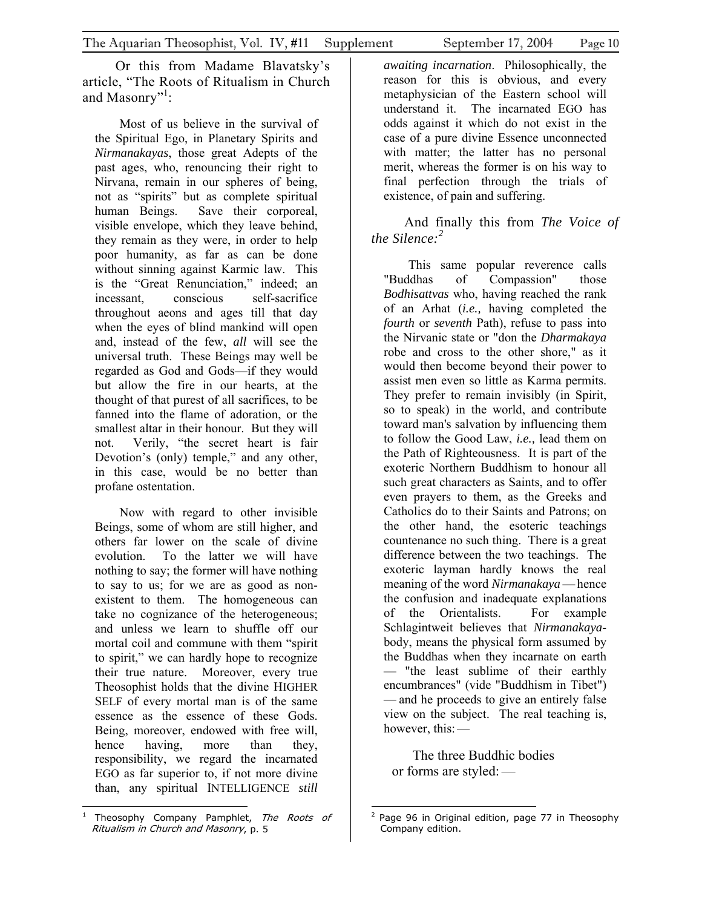Or this from Madame Blavatsky's article, "The Roots of Ritualism in Church and Masonry"[1]:

> Most of us believe in the survival of the Spiritual Ego, in Planetary Spirits and *Nirmanakayas*, those great Adepts of the past ages, who, renouncing their right to Nirvana, remain in our spheres of being, not as "spirits" but as complete spiritual human Beings. Save their corporeal, visible envelope, which they leave behind, they remain as they were, in order to help poor humanity, as far as can be done without sinning against Karmic law. This is the "Great Renunciation," indeed; an incessant, conscious self-sacrifice throughout aeons and ages till that day when the eyes of blind mankind will open and, instead of the few, *all* will see the universal truth. These Beings may well be regarded as God and Gods—if they would but allow the fire in our hearts, at the thought of that purest of all sacrifices, to be fanned into the flame of adoration, or the smallest altar in their honour. But they will not. Verily, "the secret heart is fair Devotion's (only) temple," and any other, in this case, would be no better than profane ostentation.
>
> Now with regard to other invisible Beings, some of whom are still higher, and others far lower on the scale of divine evolution. To the latter we will have nothing to say; the former will have nothing to say to us; for we are as good as non-existent to them. The homogeneous can take no cognizance of the heterogeneous; and unless we learn to shuffle off our mortal coil and commune with them "spirit to spirit," we can hardly hope to recognize their true nature. Moreover, every true Theosophist holds that the divine HIGHER SELF of every mortal man is of the same essence as the essence of these Gods. Being, moreover, endowed with free will, hence having, more than they, responsibility, we regard the incarnated EGO as far superior to, if not more divine than, any spiritual INTELLIGENCE *still awaiting incarnation*. Philosophically, the reason for this is obvious, and every metaphysician of the Eastern school will understand it. The incarnated EGO has odds against it which do not exist in the case of a pure divine Essence unconnected with matter; the latter has no personal merit, whereas the former is on his way to final perfection through the trials of existence, of pain and suffering.

And finally this from *The Voice of the Silence:*[2]

> This same popular reverence calls "Buddhas of Compassion" those *Bodhisattvas* who, having reached the rank of an Arhat (*i.e.,* having completed the *fourth* or *seventh* Path), refuse to pass into the Nirvanic state or "don the *Dharmakaya* robe and cross to the other shore," as it would then become beyond their power to assist men even so little as Karma permits. They prefer to remain invisibly (in Spirit, so to speak) in the world, and contribute toward man's salvation by influencing them to follow the Good Law, *i.e.,* lead them on the Path of Righteousness. It is part of the exoteric Northern Buddhism to honour all such great characters as Saints, and to offer even prayers to them, as the Greeks and Catholics do to their Saints and Patrons; on the other hand, the esoteric teachings countenance no such thing. There is a great difference between the two teachings. The exoteric layman hardly knows the real meaning of the word *Nirmanakaya* — hence the confusion and inadequate explanations of the Orientalists. For example Schlagintweit believes that *Nirmanakaya*-body, means the physical form assumed by the Buddhas when they incarnate on earth — "the least sublime of their earthly encumbrances" (vide "Buddhism in Tibet") — and he proceeds to give an entirely false view on the subject. The real teaching is, however, this: —
>
> The three Buddhic bodies or forms are styled: —

---

[1] Theosophy Company Pamphlet, *The Roots of Ritualism in Church and Masonry*, p. 5

[2] Page 96 in Original edition, page 77 in Theosophy Company edition.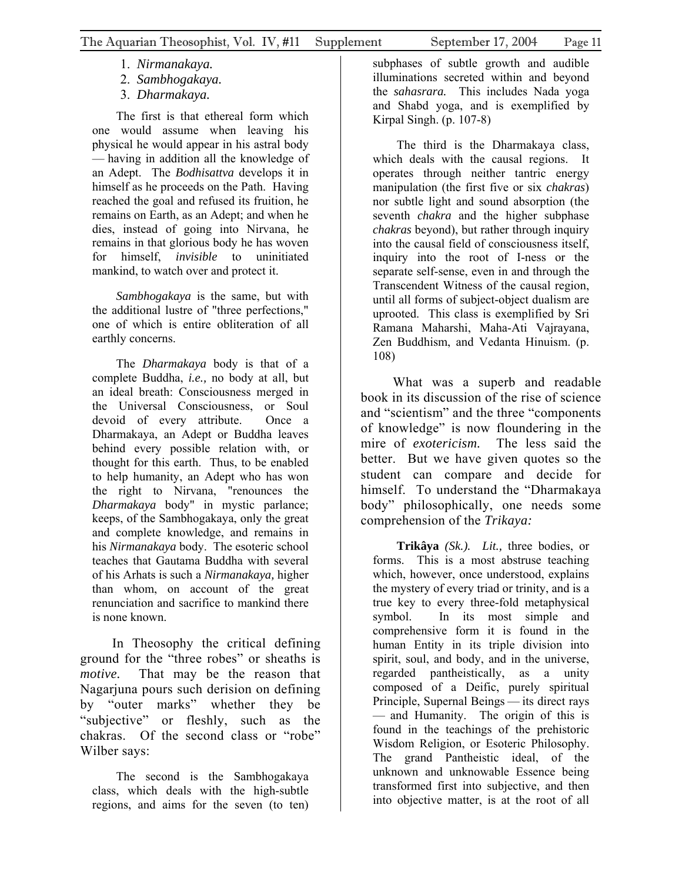1. *Nirmanakaya.*
2. *Sambhogakaya.*
3. *Dharmakaya.*

The first is that ethereal form which one would assume when leaving his physical he would appear in his astral body — having in addition all the knowledge of an Adept. The *Bodhisattva* develops it in himself as he proceeds on the Path. Having reached the goal and refused its fruition, he remains on Earth, as an Adept; and when he dies, instead of going into Nirvana, he remains in that glorious body he has woven for himself, *invisible* to uninitiated mankind, to watch over and protect it.

*Sambhogakaya* is the same, but with the additional lustre of "three perfections," one of which is entire obliteration of all earthly concerns.

The *Dharmakaya* body is that of a complete Buddha, *i.e.,* no body at all, but an ideal breath: Consciousness merged in the Universal Consciousness, or Soul devoid of every attribute. Once a Dharmakaya, an Adept or Buddha leaves behind every possible relation with, or thought for this earth. Thus, to be enabled to help humanity, an Adept who has won the right to Nirvana, "renounces the *Dharmakaya* body" in mystic parlance; keeps, of the Sambhogakaya, only the great and complete knowledge, and remains in his *Nirmanakaya* body. The esoteric school teaches that Gautama Buddha with several of his Arhats is such a *Nirmanakaya,* higher than whom, on account of the great renunciation and sacrifice to mankind there is none known.

In Theosophy the critical defining ground for the "three robes" or sheaths is *motive.* That may be the reason that Nagarjuna pours such derision on defining by "outer marks" whether they be "subjective" or fleshly, such as the chakras. Of the second class or "robe" Wilber says:

> The second is the Sambhogakaya class, which deals with the high-subtle regions, and aims for the seven (to ten) subphases of subtle growth and audible illuminations secreted within and beyond the *sahasrara.* This includes Nada yoga and Shabd yoga, and is exemplified by Kirpal Singh. (p. 107-8)
>
> The third is the Dharmakaya class, which deals with the causal regions. It operates through neither tantric energy manipulation (the first five or six *chakras*) nor subtle light and sound absorption (the seventh *chakra* and the higher subphase *chakras* beyond), but rather through inquiry into the causal field of consciousness itself, inquiry into the root of I-ness or the separate self-sense, even in and through the Transcendent Witness of the causal region, until all forms of subject-object dualism are uprooted. This class is exemplified by Sri Ramana Maharshi, Maha-Ati Vajrayana, Zen Buddhism, and Vedanta Hinuism. (p. 108)

What was a superb and readable book in its discussion of the rise of science and "scientism" and the three "components of knowledge" is now floundering in the mire of *exotericism.* The less said the better. But we have given quotes so the student can compare and decide for himself. To understand the "Dharmakaya body" philosophically, one needs some comprehension of the *Trikaya:*

> **Trikâya** *(Sk.). Lit.,* three bodies, or forms. This is a most abstruse teaching which, however, once understood, explains the mystery of every triad or trinity, and is a true key to every three-fold metaphysical symbol. In its most simple and comprehensive form it is found in the human Entity in its triple division into spirit, soul, and body, and in the universe, regarded pantheistically, as a unity composed of a Deific, purely spiritual Principle, Supernal Beings — its direct rays — and Humanity. The origin of this is found in the teachings of the prehistoric Wisdom Religion, or Esoteric Philosophy. The grand Pantheistic ideal, of the unknown and unknowable Essence being transformed first into subjective, and then into objective matter, is at the root of all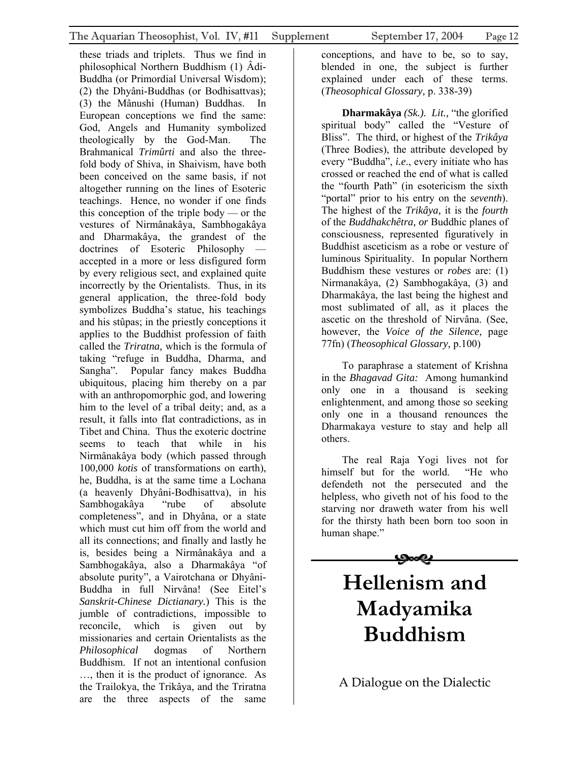these triads and triplets. Thus we find in philosophical Northern Buddhism (1) Âdi-Buddha (or Primordial Universal Wisdom); (2) the Dhyâni-Buddhas (or Bodhisattvas); (3) the Mânushi (Human) Buddhas. In European conceptions we find the same: God, Angels and Humanity symbolized theologically by the God-Man. The Brahmanical *Trimûrti* and also the three-fold body of Shiva, in Shaivism, have both been conceived on the same basis, if not altogether running on the lines of Esoteric teachings. Hence, no wonder if one finds this conception of the triple body — or the vestures of Nirmânakâya, Sambhogakâya and Dharmakâya, the grandest of the doctrines of Esoteric Philosophy — accepted in a more or less disfigured form by every religious sect, and explained quite incorrectly by the Orientalists. Thus, in its general application, the three-fold body symbolizes Buddha's statue, his teachings and his stûpas; in the priestly conceptions it applies to the Buddhist profession of faith called the *Triratna,* which is the formula of taking "refuge in Buddha, Dharma, and Sangha". Popular fancy makes Buddha ubiquitous, placing him thereby on a par with an anthropomorphic god, and lowering him to the level of a tribal deity; and, as a result, it falls into flat contradictions, as in Tibet and China. Thus the exoteric doctrine seems to teach that while in his Nirmânakâya body (which passed through 100,000 *kotis* of transformations on earth), he, Buddha, is at the same time a Lochana (a heavenly Dhyâni-Bodhisattva), in his Sambhogakâya "rube of absolute completeness", and in Dhyâna, or a state which must cut him off from the world and all its connections; and finally and lastly he is, besides being a Nirmânakâya and a Sambhogakâya, also a Dharmakâya "of absolute purity", a Vairotchana or Dhyâni-Buddha in full Nirvâna! (See Eitel's *Sanskrit-Chinese Dictianary.*) This is the jumble of contradictions, impossible to reconcile, which is given out by missionaries and certain Orientalists as the *Philosophical* dogmas of Northern Buddhism. If not an intentional confusion …, then it is the product of ignorance. As the Trailokya, the Trikâya, and the Triratna are the three aspects of the same conceptions, and have to be, so to say, blended in one, the subject is further explained under each of these terms. (*Theosophical Glossary,* p. 338-39)

**Dharmakâya** *(Sk.). Lit.,* "the glorified spiritual body" called the "Vesture of Bliss". The third, or highest of the *Trikâya* (Three Bodies), the attribute developed by every "Buddha", *i.e*., every initiate who has crossed or reached the end of what is called the "fourth Path" (in esotericism the sixth "portal" prior to his entry on the *seventh*). The highest of the *Trikâya,* it is the *fourth* of the *Buddhakchêtra, or* Buddhic planes of consciousness, represented figuratively in Buddhist asceticism as a robe or vesture of luminous Spirituality. In popular Northern Buddhism these vestures or *robes* are: (1) Nirmanakâya, (2) Sambhogakâya, (3) and Dharmakâya, the last being the highest and most sublimated of all, as it places the ascetic on the threshold of Nirvâna. (See, however, the *Voice of the Silence,* page 77fn) (*Theosophical Glossary,* p.100)

To paraphrase a statement of Krishna in the *Bhagavad Gita:* Among humankind only one in a thousand is seeking enlightenment, and among those so seeking only one in a thousand renounces the Dharmakaya vesture to stay and help all others.

The real Raja Yogi lives not for himself but for the world. "He who defendeth not the persecuted and the helpless, who giveth not of his food to the starving nor draweth water from his well for the thirsty hath been born too soon in human shape."

# Hellenism and Madyamika Buddhism

A Dialogue on the Dialectic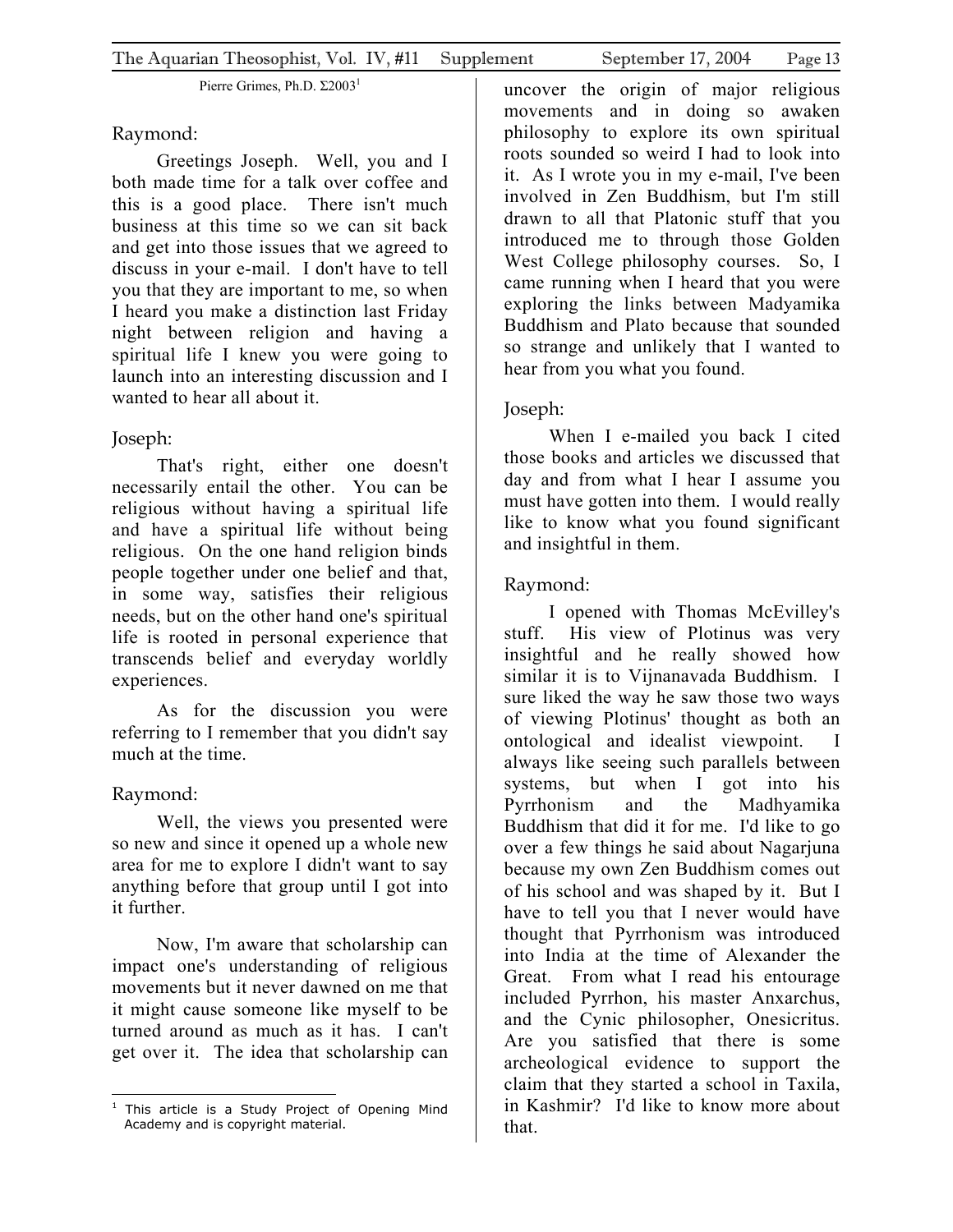Pierre Grimes, Ph.D. Σ2003[1]

Raymond:

Greetings Joseph. Well, you and I both made time for a talk over coffee and this is a good place. There isn't much business at this time so we can sit back and get into those issues that we agreed to discuss in your e-mail. I don't have to tell you that they are important to me, so when I heard you make a distinction last Friday night between religion and having a spiritual life I knew you were going to launch into an interesting discussion and I wanted to hear all about it.

Joseph:

That's right, either one doesn't necessarily entail the other. You can be religious without having a spiritual life and have a spiritual life without being religious. On the one hand religion binds people together under one belief and that, in some way, satisfies their religious needs, but on the other hand one's spiritual life is rooted in personal experience that transcends belief and everyday worldly experiences.

As for the discussion you were referring to I remember that you didn't say much at the time.

Raymond:

Well, the views you presented were so new and since it opened up a whole new area for me to explore I didn't want to say anything before that group until I got into it further.

Now, I'm aware that scholarship can impact one's understanding of religious movements but it never dawned on me that it might cause someone like myself to be turned around as much as it has. I can't get over it. The idea that scholarship can uncover the origin of major religious movements and in doing so awaken philosophy to explore its own spiritual roots sounded so weird I had to look into it. As I wrote you in my e-mail, I've been involved in Zen Buddhism, but I'm still drawn to all that Platonic stuff that you introduced me to through those Golden West College philosophy courses. So, I came running when I heard that you were exploring the links between Madyamika Buddhism and Plato because that sounded so strange and unlikely that I wanted to hear from you what you found.

Joseph:

When I e-mailed you back I cited those books and articles we discussed that day and from what I hear I assume you must have gotten into them. I would really like to know what you found significant and insightful in them.

Raymond:

I opened with Thomas McEvilley's stuff. His view of Plotinus was very insightful and he really showed how similar it is to Vijnanavada Buddhism. I sure liked the way he saw those two ways of viewing Plotinus' thought as both an ontological and idealist viewpoint. I always like seeing such parallels between systems, but when I got into his Pyrrhonism and the Madhyamika Buddhism that did it for me. I'd like to go over a few things he said about Nagarjuna because my own Zen Buddhism comes out of his school and was shaped by it. But I have to tell you that I never would have thought that Pyrrhonism was introduced into India at the time of Alexander the Great. From what I read his entourage included Pyrrhon, his master Anxarchus, and the Cynic philosopher, Onesicritus. Are you satisfied that there is some archeological evidence to support the claim that they started a school in Taxila, in Kashmir? I'd like to know more about that.

[1] This article is a Study Project of Opening Mind Academy and is copyright material.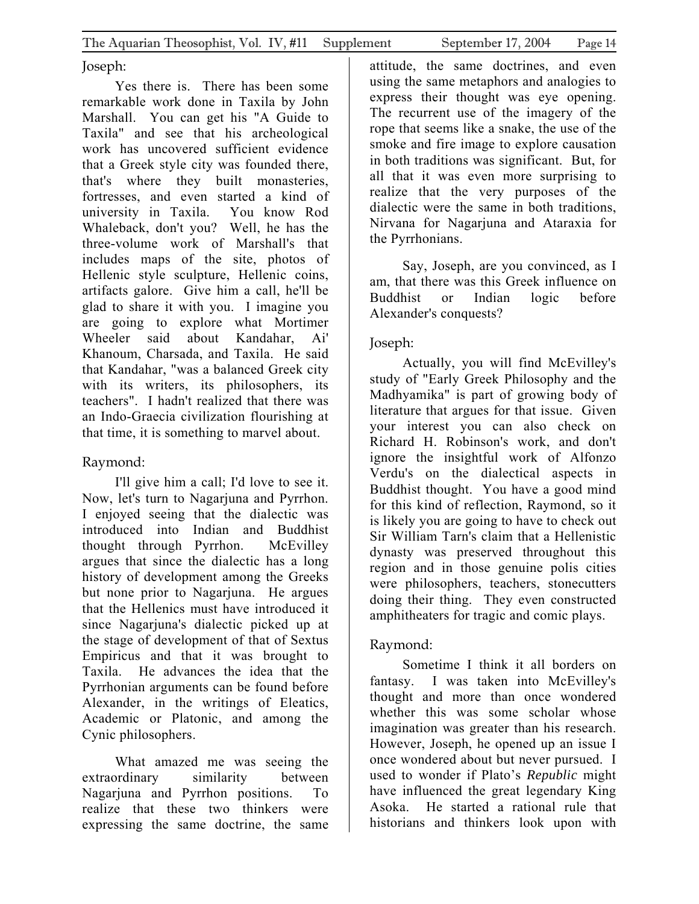Joseph:

Yes there is. There has been some remarkable work done in Taxila by John Marshall. You can get his "A Guide to Taxila" and see that his archeological work has uncovered sufficient evidence that a Greek style city was founded there, that's where they built monasteries, fortresses, and even started a kind of university in Taxila. You know Rod Whaleback, don't you? Well, he has the three-volume work of Marshall's that includes maps of the site, photos of Hellenic style sculpture, Hellenic coins, artifacts galore. Give him a call, he'll be glad to share it with you. I imagine you are going to explore what Mortimer Wheeler said about Kandahar, Ai' Khanoum, Charsada, and Taxila. He said that Kandahar, "was a balanced Greek city with its writers, its philosophers, its teachers". I hadn't realized that there was an Indo-Graecia civilization flourishing at that time, it is something to marvel about.

Raymond:

I'll give him a call; I'd love to see it. Now, let's turn to Nagarjuna and Pyrrhon. I enjoyed seeing that the dialectic was introduced into Indian and Buddhist thought through Pyrrhon. McEvilley argues that since the dialectic has a long history of development among the Greeks but none prior to Nagarjuna. He argues that the Hellenics must have introduced it since Nagarjuna's dialectic picked up at the stage of development of that of Sextus Empiricus and that it was brought to Taxila. He advances the idea that the Pyrrhonian arguments can be found before Alexander, in the writings of Eleatics, Academic or Platonic, and among the Cynic philosophers.

What amazed me was seeing the extraordinary similarity between Nagarjuna and Pyrrhon positions. To realize that these two thinkers were expressing the same doctrine, the same attitude, the same doctrines, and even using the same metaphors and analogies to express their thought was eye opening. The recurrent use of the imagery of the rope that seems like a snake, the use of the smoke and fire image to explore causation in both traditions was significant. But, for all that it was even more surprising to realize that the very purposes of the dialectic were the same in both traditions, Nirvana for Nagarjuna and Ataraxia for the Pyrrhonians.

Say, Joseph, are you convinced, as I am, that there was this Greek influence on Buddhist or Indian logic before Alexander's conquests?

Joseph:

Actually, you will find McEvilley's study of "Early Greek Philosophy and the Madhyamika" is part of growing body of literature that argues for that issue. Given your interest you can also check on Richard H. Robinson's work, and don't ignore the insightful work of Alfonzo Verdu's on the dialectical aspects in Buddhist thought. You have a good mind for this kind of reflection, Raymond, so it is likely you are going to have to check out Sir William Tarn's claim that a Hellenistic dynasty was preserved throughout this region and in those genuine polis cities were philosophers, teachers, stonecutters doing their thing. They even constructed amphitheaters for tragic and comic plays.

Raymond:

Sometime I think it all borders on fantasy. I was taken into McEvilley's thought and more than once wondered whether this was some scholar whose imagination was greater than his research. However, Joseph, he opened up an issue I once wondered about but never pursued. I used to wonder if Plato's *Republic* might have influenced the great legendary King Asoka. He started a rational rule that historians and thinkers look upon with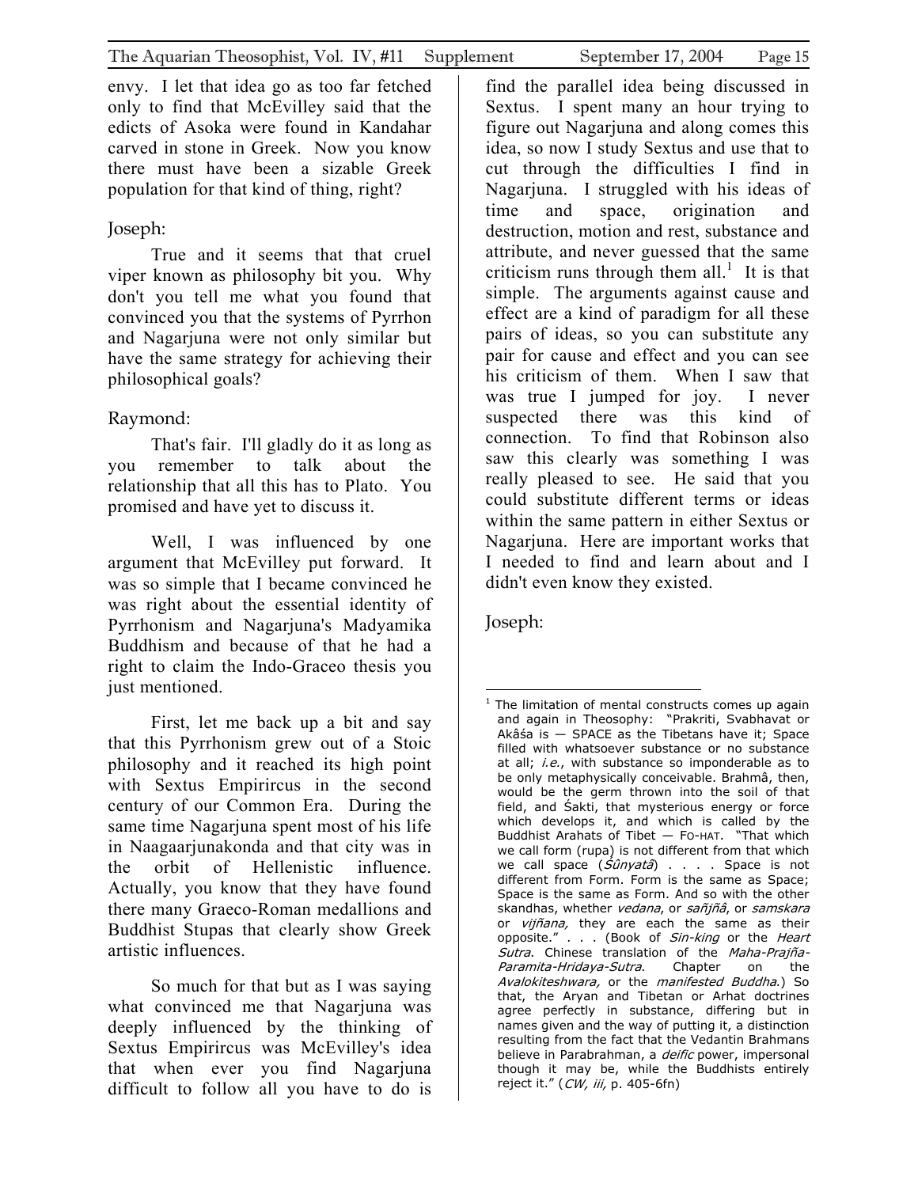envy. I let that idea go as too far fetched only to find that McEvilley said that the edicts of Asoka were found in Kandahar carved in stone in Greek. Now you know there must have been a sizable Greek population for that kind of thing, right?

Joseph:

True and it seems that that cruel viper known as philosophy bit you. Why don't you tell me what you found that convinced you that the systems of Pyrrhon and Nagarjuna were not only similar but have the same strategy for achieving their philosophical goals?

Raymond:

That's fair. I'll gladly do it as long as you remember to talk about the relationship that all this has to Plato. You promised and have yet to discuss it.

Well, I was influenced by one argument that McEvilley put forward. It was so simple that I became convinced he was right about the essential identity of Pyrrhonism and Nagarjuna's Madyamika Buddhism and because of that he had a right to claim the Indo-Graceo thesis you just mentioned.

First, let me back up a bit and say that this Pyrrhonism grew out of a Stoic philosophy and it reached its high point with Sextus Empirircus in the second century of our Common Era. During the same time Nagarjuna spent most of his life in Naagaarjunakonda and that city was in the orbit of Hellenistic influence. Actually, you know that they have found there many Graeco-Roman medallions and Buddhist Stupas that clearly show Greek artistic influences.

So much for that but as I was saying what convinced me that Nagarjuna was deeply influenced by the thinking of Sextus Empirircus was McEvilley's idea that when ever you find Nagarjuna difficult to follow all you have to do is find the parallel idea being discussed in Sextus. I spent many an hour trying to figure out Nagarjuna and along comes this idea, so now I study Sextus and use that to cut through the difficulties I find in Nagarjuna. I struggled with his ideas of time and space, origination and destruction, motion and rest, substance and attribute, and never guessed that the same criticism runs through them all.[1] It is that simple. The arguments against cause and effect are a kind of paradigm for all these pairs of ideas, so you can substitute any pair for cause and effect and you can see his criticism of them. When I saw that was true I jumped for joy. I never suspected there was this kind of connection. To find that Robinson also saw this clearly was something I was really pleased to see. He said that you could substitute different terms or ideas within the same pattern in either Sextus or Nagarjuna. Here are important works that I needed to find and learn about and I didn't even know they existed.

Joseph:

---

[1] The limitation of mental constructs comes up again and again in Theosophy: "Prakriti, Svabhavat or Akâśa is — SPACE as the Tibetans have it; Space filled with whatsoever substance or no substance at all; *i.e.*, with substance so imponderable as to be only metaphysically conceivable. Brahmâ, then, would be the germ thrown into the soil of that field, and Śakti, that mysterious energy or force which develops it, and which is called by the Buddhist Arahats of Tibet — FO-HAT. "That which we call form (rupa) is not different from that which we call space (*Śûnyatâ*) . . . . Space is not different from Form. Form is the same as Space; Space is the same as Form. And so with the other skandhas, whether *vedana*, or *saññâ*, or *samskara* or *vijñana,* they are each the same as their opposite." . . . (Book of *Sin-king* or the *Heart Sutra*. Chinese translation of the *Maha-Prajña-Paramita-Hridaya-Sutra*. Chapter on the *Avalokiteshwara,* or the *manifested Buddha*.) So that, the Aryan and Tibetan or Arhat doctrines agree perfectly in substance, differing but in names given and the way of putting it, a distinction resulting from the fact that the Vedantin Brahmans believe in Parabrahman, a *deific* power, impersonal though it may be, while the Buddhists entirely reject it." (*CW, iii,* p. 405-6fn)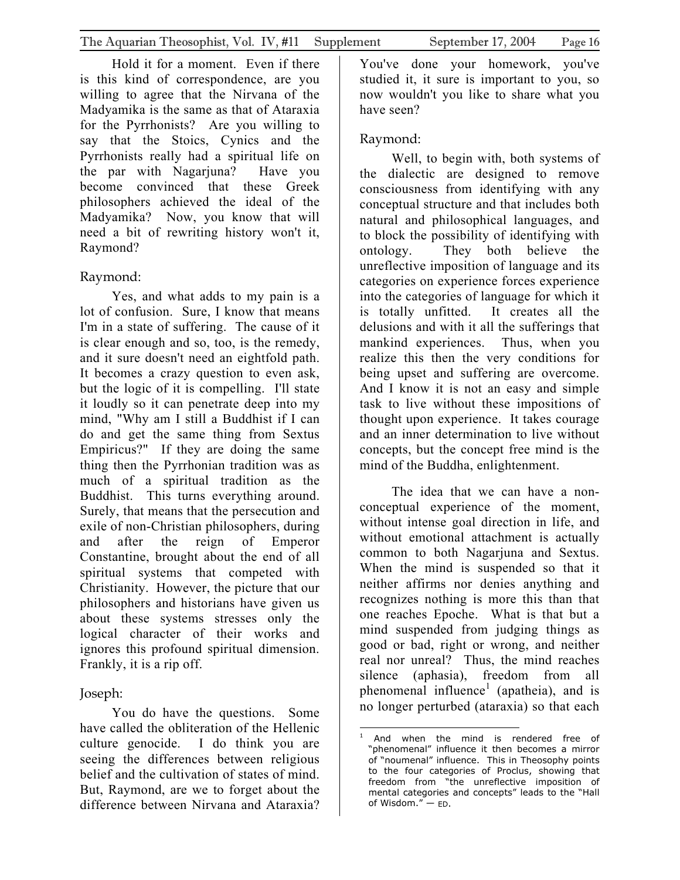Hold it for a moment. Even if there is this kind of correspondence, are you willing to agree that the Nirvana of the Madyamika is the same as that of Ataraxia for the Pyrrhonists? Are you willing to say that the Stoics, Cynics and the Pyrrhonists really had a spiritual life on the par with Nagarjuna? Have you become convinced that these Greek philosophers achieved the ideal of the Madyamika? Now, you know that will need a bit of rewriting history won't it, Raymond?

Raymond:

Yes, and what adds to my pain is a lot of confusion. Sure, I know that means I'm in a state of suffering. The cause of it is clear enough and so, too, is the remedy, and it sure doesn't need an eightfold path. It becomes a crazy question to even ask, but the logic of it is compelling. I'll state it loudly so it can penetrate deep into my mind, "Why am I still a Buddhist if I can do and get the same thing from Sextus Empiricus?" If they are doing the same thing then the Pyrrhonian tradition was as much of a spiritual tradition as the Buddhist. This turns everything around. Surely, that means that the persecution and exile of non-Christian philosophers, during and after the reign of Emperor Constantine, brought about the end of all spiritual systems that competed with Christianity. However, the picture that our philosophers and historians have given us about these systems stresses only the logical character of their works and ignores this profound spiritual dimension. Frankly, it is a rip off.

Joseph:

You do have the questions. Some have called the obliteration of the Hellenic culture genocide. I do think you are seeing the differences between religious belief and the cultivation of states of mind. But, Raymond, are we to forget about the difference between Nirvana and Ataraxia? You've done your homework, you've studied it, it sure is important to you, so now wouldn't you like to share what you have seen?

Raymond:

Well, to begin with, both systems of the dialectic are designed to remove consciousness from identifying with any conceptual structure and that includes both natural and philosophical languages, and to block the possibility of identifying with ontology. They both believe the unreflective imposition of language and its categories on experience forces experience into the categories of language for which it is totally unfitted. It creates all the delusions and with it all the sufferings that mankind experiences. Thus, when you realize this then the very conditions for being upset and suffering are overcome. And I know it is not an easy and simple task to live without these impositions of thought upon experience. It takes courage and an inner determination to live without concepts, but the concept free mind is the mind of the Buddha, enlightenment.

The idea that we can have a non-conceptual experience of the moment, without intense goal direction in life, and without emotional attachment is actually common to both Nagarjuna and Sextus. When the mind is suspended so that it neither affirms nor denies anything and recognizes nothing is more this than that one reaches Epoche. What is that but a mind suspended from judging things as good or bad, right or wrong, and neither real nor unreal? Thus, the mind reaches silence (aphasia), freedom from all phenomenal influence[1] (apatheia), and is no longer perturbed (ataraxia) so that each

---

[1] And when the mind is rendered free of "phenomenal" influence it then becomes a mirror of "noumenal" influence. This in Theosophy points to the four categories of Proclus, showing that freedom from "the unreflective imposition of mental categories and concepts" leads to the "Hall of Wisdom." — ED.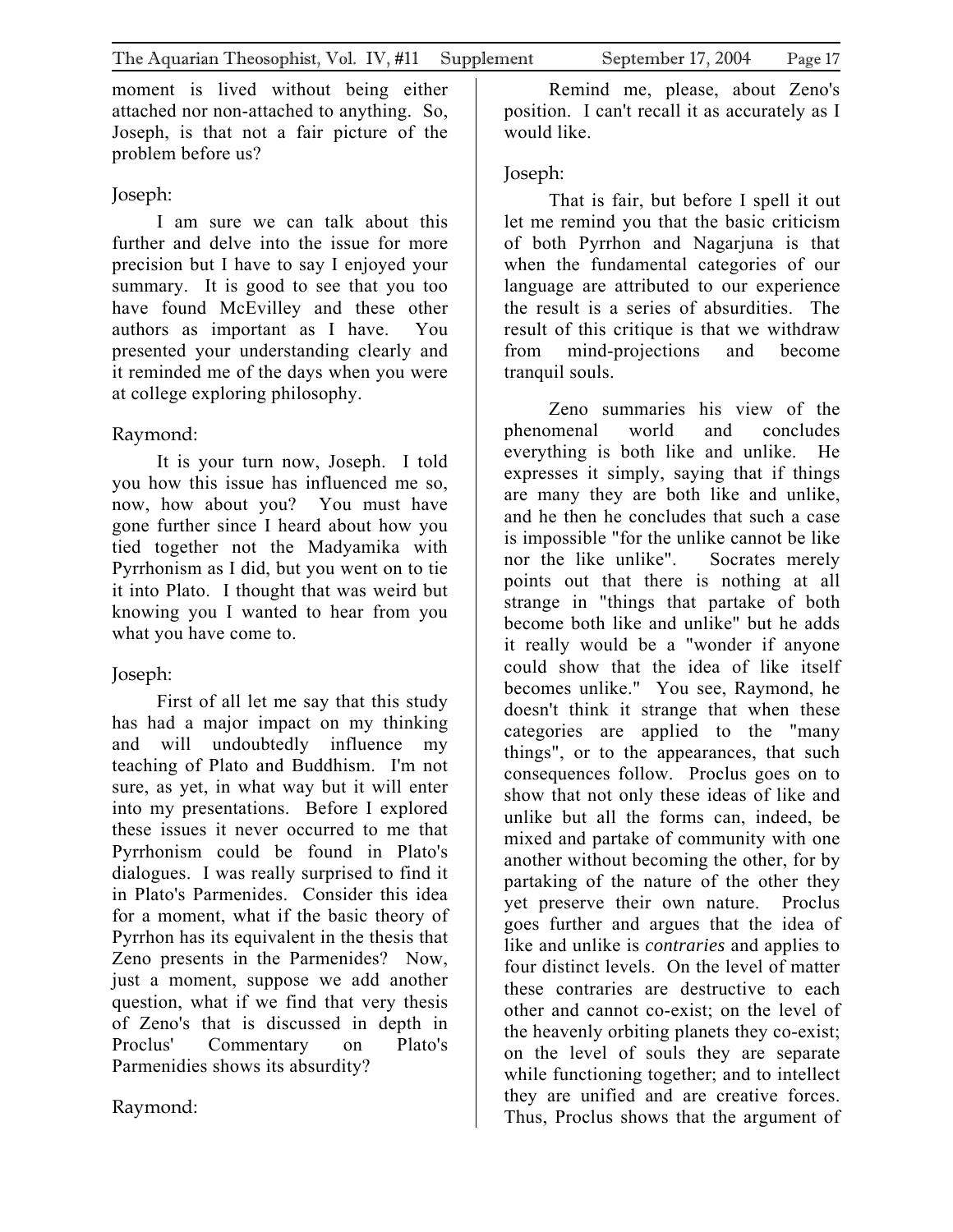moment is lived without being either attached nor non-attached to anything. So, Joseph, is that not a fair picture of the problem before us?

Joseph:

I am sure we can talk about this further and delve into the issue for more precision but I have to say I enjoyed your summary. It is good to see that you too have found McEvilley and these other authors as important as I have. You presented your understanding clearly and it reminded me of the days when you were at college exploring philosophy.

Raymond:

It is your turn now, Joseph. I told you how this issue has influenced me so, now, how about you? You must have gone further since I heard about how you tied together not the Madyamika with Pyrrhonism as I did, but you went on to tie it into Plato. I thought that was weird but knowing you I wanted to hear from you what you have come to.

Joseph:

First of all let me say that this study has had a major impact on my thinking and will undoubtedly influence my teaching of Plato and Buddhism. I'm not sure, as yet, in what way but it will enter into my presentations. Before I explored these issues it never occurred to me that Pyrrhonism could be found in Plato's dialogues. I was really surprised to find it in Plato's Parmenides. Consider this idea for a moment, what if the basic theory of Pyrrhon has its equivalent in the thesis that Zeno presents in the Parmenides? Now, just a moment, suppose we add another question, what if we find that very thesis of Zeno's that is discussed in depth in Proclus' Commentary on Plato's Parmenidies shows its absurdity?

Raymond:

Remind me, please, about Zeno's position. I can't recall it as accurately as I would like.

Joseph:

That is fair, but before I spell it out let me remind you that the basic criticism of both Pyrrhon and Nagarjuna is that when the fundamental categories of our language are attributed to our experience the result is a series of absurdities. The result of this critique is that we withdraw from mind-projections and become tranquil souls.

Zeno summaries his view of the phenomenal world and concludes everything is both like and unlike. He expresses it simply, saying that if things are many they are both like and unlike, and he then he concludes that such a case is impossible "for the unlike cannot be like nor the like unlike". Socrates merely points out that there is nothing at all strange in "things that partake of both become both like and unlike" but he adds it really would be a "wonder if anyone could show that the idea of like itself becomes unlike." You see, Raymond, he doesn't think it strange that when these categories are applied to the "many things", or to the appearances, that such consequences follow. Proclus goes on to show that not only these ideas of like and unlike but all the forms can, indeed, be mixed and partake of community with one another without becoming the other, for by partaking of the nature of the other they yet preserve their own nature. Proclus goes further and argues that the idea of like and unlike is *contraries* and applies to four distinct levels. On the level of matter these contraries are destructive to each other and cannot co-exist; on the level of the heavenly orbiting planets they co-exist; on the level of souls they are separate while functioning together; and to intellect they are unified and are creative forces. Thus, Proclus shows that the argument of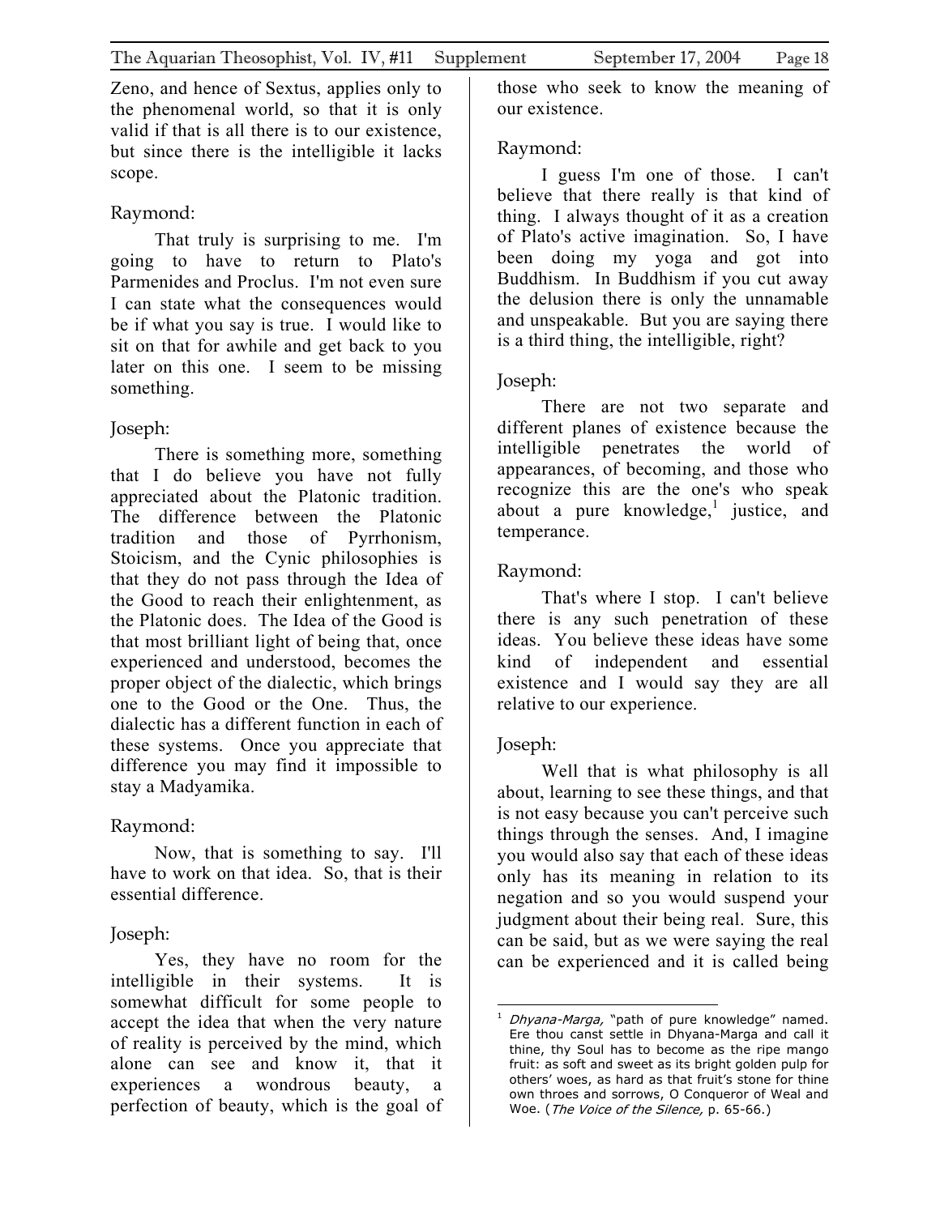Zeno, and hence of Sextus, applies only to the phenomenal world, so that it is only valid if that is all there is to our existence, but since there is the intelligible it lacks scope.

Raymond:

That truly is surprising to me. I'm going to have to return to Plato's Parmenides and Proclus. I'm not even sure I can state what the consequences would be if what you say is true. I would like to sit on that for awhile and get back to you later on this one. I seem to be missing something.

Joseph:

There is something more, something that I do believe you have not fully appreciated about the Platonic tradition. The difference between the Platonic tradition and those of Pyrrhonism, Stoicism, and the Cynic philosophies is that they do not pass through the Idea of the Good to reach their enlightenment, as the Platonic does. The Idea of the Good is that most brilliant light of being that, once experienced and understood, becomes the proper object of the dialectic, which brings one to the Good or the One. Thus, the dialectic has a different function in each of these systems. Once you appreciate that difference you may find it impossible to stay a Madyamika.

Raymond:

Now, that is something to say. I'll have to work on that idea. So, that is their essential difference.

Joseph:

Yes, they have no room for the intelligible in their systems. It is somewhat difficult for some people to accept the idea that when the very nature of reality is perceived by the mind, which alone can see and know it, that it experiences a wondrous beauty, a perfection of beauty, which is the goal of those who seek to know the meaning of our existence.

Raymond:

I guess I'm one of those. I can't believe that there really is that kind of thing. I always thought of it as a creation of Plato's active imagination. So, I have been doing my yoga and got into Buddhism. In Buddhism if you cut away the delusion there is only the unnamable and unspeakable. But you are saying there is a third thing, the intelligible, right?

Joseph:

There are not two separate and different planes of existence because the intelligible penetrates the world of appearances, of becoming, and those who recognize this are the one's who speak about a pure knowledge,[1] justice, and temperance.

Raymond:

That's where I stop. I can't believe there is any such penetration of these ideas. You believe these ideas have some kind of independent and essential existence and I would say they are all relative to our experience.

Joseph:

Well that is what philosophy is all about, learning to see these things, and that is not easy because you can't perceive such things through the senses. And, I imagine you would also say that each of these ideas only has its meaning in relation to its negation and so you would suspend your judgment about their being real. Sure, this can be said, but as we were saying the real can be experienced and it is called being

---

[1] *Dhyana-Marga,* "path of pure knowledge" named. Ere thou canst settle in Dhyana-Marga and call it thine, thy Soul has to become as the ripe mango fruit: as soft and sweet as its bright golden pulp for others' woes, as hard as that fruit's stone for thine own throes and sorrows, O Conqueror of Weal and Woe. (*The Voice of the Silence,* p. 65-66.)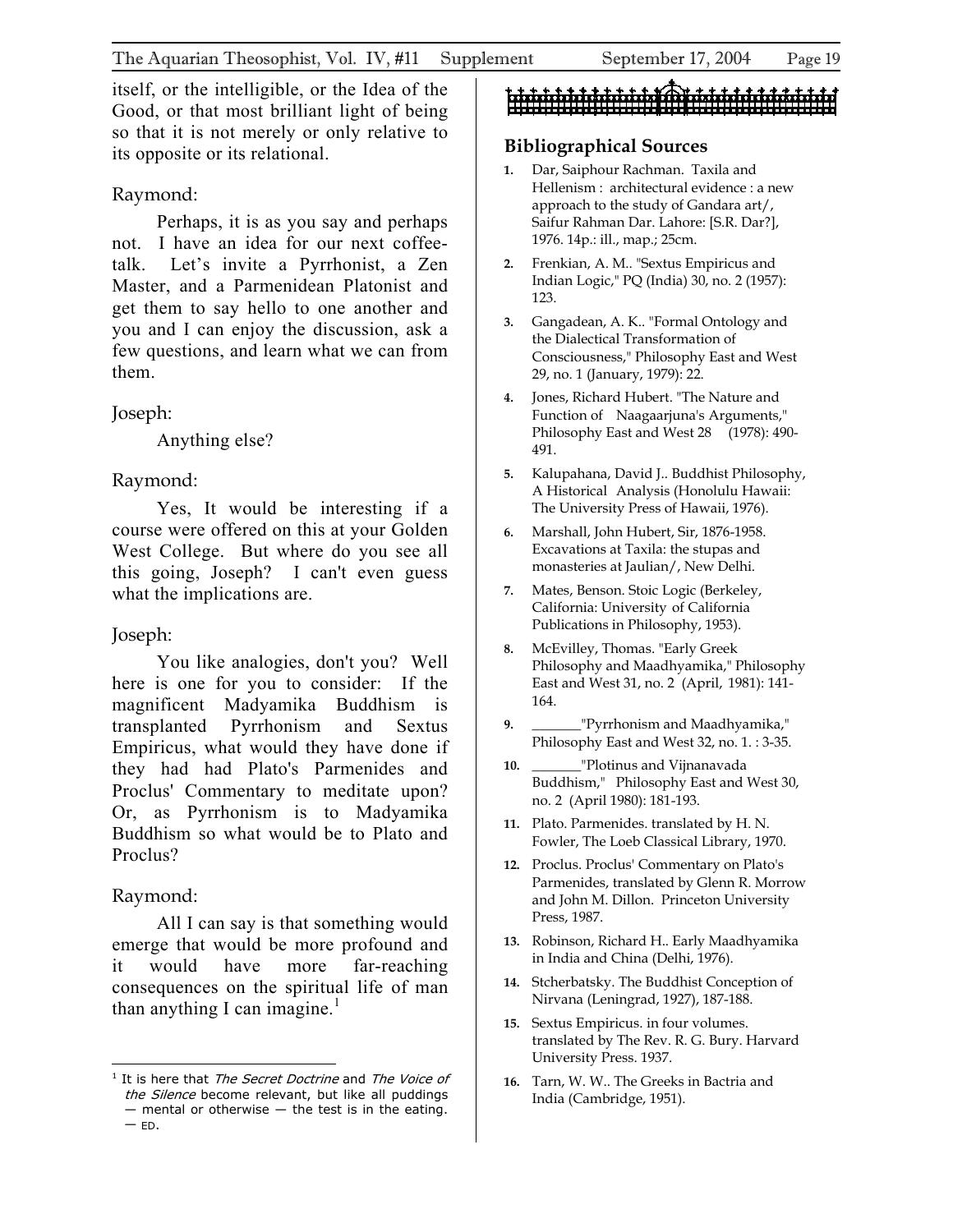itself, or the intelligible, or the Idea of the Good, or that most brilliant light of being so that it is not merely or only relative to its opposite or its relational.

Raymond:

Perhaps, it is as you say and perhaps not. I have an idea for our next coffee-talk. Let's invite a Pyrrhonist, a Zen Master, and a Parmenidean Platonist and get them to say hello to one another and you and I can enjoy the discussion, ask a few questions, and learn what we can from them.

Joseph:

Anything else?

Raymond:

Yes, It would be interesting if a course were offered on this at your Golden West College. But where do you see all this going, Joseph? I can't even guess what the implications are.

Joseph:

You like analogies, don't you? Well here is one for you to consider: If the magnificent Madyamika Buddhism is transplanted Pyrrhonism and Sextus Empiricus, what would they have done if they had had Plato's Parmenides and Proclus' Commentary to meditate upon? Or, as Pyrrhonism is to Madyamika Buddhism so what would be to Plato and Proclus?

Raymond:

All I can say is that something would emerge that would be more profound and it would have more far-reaching consequences on the spiritual life of man than anything I can imagine.[1]

[1] It is here that *The Secret Doctrine* and *The Voice of the Silence* become relevant, but like all puddings — mental or otherwise — the test is in the eating. — ED.

## Bibliographical Sources

1. Dar, Saiphour Rachman. Taxila and Hellenism : architectural evidence : a new approach to the study of Gandara art/, Saifur Rahman Dar. Lahore: [S.R. Dar?], 1976. 14p.: ill., map.; 25cm.
2. Frenkian, A. M.. "Sextus Empiricus and Indian Logic," PQ (India) 30, no. 2 (1957): 123.
3. Gangadean, A. K.. "Formal Ontology and the Dialectical Transformation of Consciousness," Philosophy East and West 29, no. 1 (January, 1979): 22.
4. Jones, Richard Hubert. "The Nature and Function of Naagaarjuna's Arguments," Philosophy East and West 28 (1978): 490-491.
5. Kalupahana, David J.. Buddhist Philosophy, A Historical Analysis (Honolulu Hawaii: The University Press of Hawaii, 1976).
6. Marshall, John Hubert, Sir, 1876-1958. Excavations at Taxila: the stupas and monasteries at Jaulian/, New Delhi.
7. Mates, Benson. Stoic Logic (Berkeley, California: University of California Publications in Philosophy, 1953).
8. McEvilley, Thomas. "Early Greek Philosophy and Maadhyamika," Philosophy East and West 31, no. 2 (April, 1981): 141-164.
9. _______"Pyrrhonism and Maadhyamika," Philosophy East and West 32, no. 1. : 3-35.
10. _______"Plotinus and Vijnanavada Buddhism," Philosophy East and West 30, no. 2 (April 1980): 181-193.
11. Plato. Parmenides. translated by H. N. Fowler, The Loeb Classical Library, 1970.
12. Proclus. Proclus' Commentary on Plato's Parmenides, translated by Glenn R. Morrow and John M. Dillon. Princeton University Press, 1987.
13. Robinson, Richard H.. Early Maadhyamika in India and China (Delhi, 1976).
14. Stcherbatsky. The Buddhist Conception of Nirvana (Leningrad, 1927), 187-188.
15. Sextus Empiricus. in four volumes. translated by The Rev. R. G. Bury. Harvard University Press. 1937.
16. Tarn, W. W.. The Greeks in Bactria and India (Cambridge, 1951).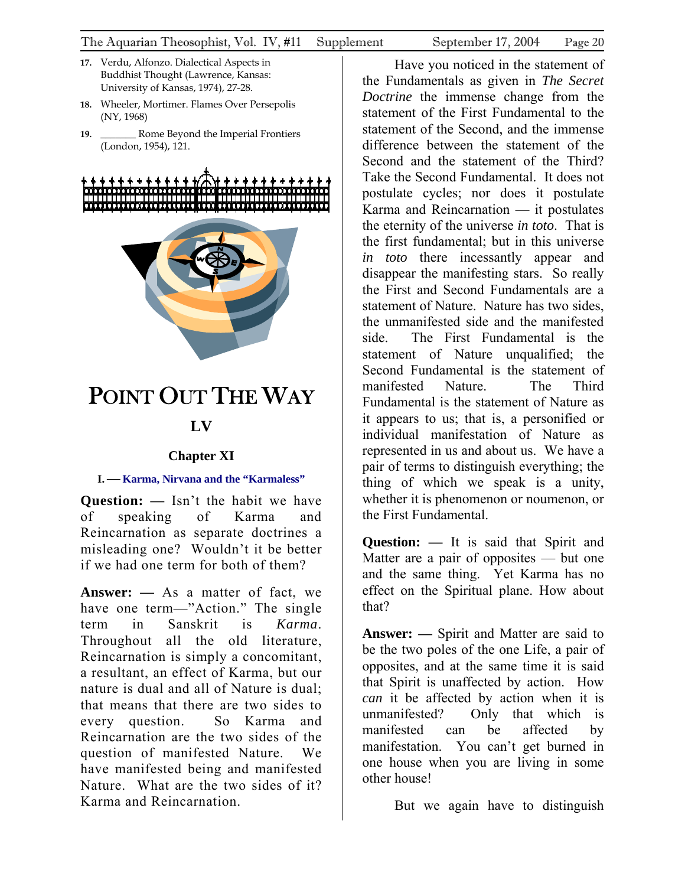17. Verdu, Alfonzo. Dialectical Aspects in Buddhist Thought (Lawrence, Kansas: University of Kansas, 1974), 27-28.

18. Wheeler, Mortimer. Flames Over Persepolis (NY, 1968)

19. _______ Rome Beyond the Imperial Frontiers (London, 1954), 121.

# POINT OUT THE WAY

## LV

### Chapter XI

#### I. — Karma, Nirvana and the "Karmaless"

**Question: —** Isn't the habit we have of speaking of Karma and Reincarnation as separate doctrines a misleading one? Wouldn't it be better if we had one term for both of them?

**Answer: —** As a matter of fact, we have one term—"Action." The single term in Sanskrit is *Karma*. Throughout all the old literature, Reincarnation is simply a concomitant, a resultant, an effect of Karma, but our nature is dual and all of Nature is dual; that means that there are two sides to every question. So Karma and Reincarnation are the two sides of the question of manifested Nature. We have manifested being and manifested Nature. What are the two sides of it? Karma and Reincarnation.

Have you noticed in the statement of the Fundamentals as given in *The Secret Doctrine* the immense change from the statement of the First Fundamental to the statement of the Second, and the immense difference between the statement of the Second and the statement of the Third? Take the Second Fundamental. It does not postulate cycles; nor does it postulate Karma and Reincarnation — it postulates the eternity of the universe *in toto*. That is the first fundamental; but in this universe *in toto* there incessantly appear and disappear the manifesting stars. So really the First and Second Fundamentals are a statement of Nature. Nature has two sides, the unmanifested side and the manifested side. The First Fundamental is the statement of Nature unqualified; the Second Fundamental is the statement of manifested Nature. The Third Fundamental is the statement of Nature as it appears to us; that is, a personified or individual manifestation of Nature as represented in us and about us. We have a pair of terms to distinguish everything; the thing of which we speak is a unity, whether it is phenomenon or noumenon, or the First Fundamental.

**Question: —** It is said that Spirit and Matter are a pair of opposites — but one and the same thing. Yet Karma has no effect on the Spiritual plane. How about that?

**Answer: —** Spirit and Matter are said to be the two poles of the one Life, a pair of opposites, and at the same time it is said that Spirit is unaffected by action. How *can* it be affected by action when it is unmanifested? Only that which is manifested can be affected by manifestation. You can't get burned in one house when you are living in some other house!

But we again have to distinguish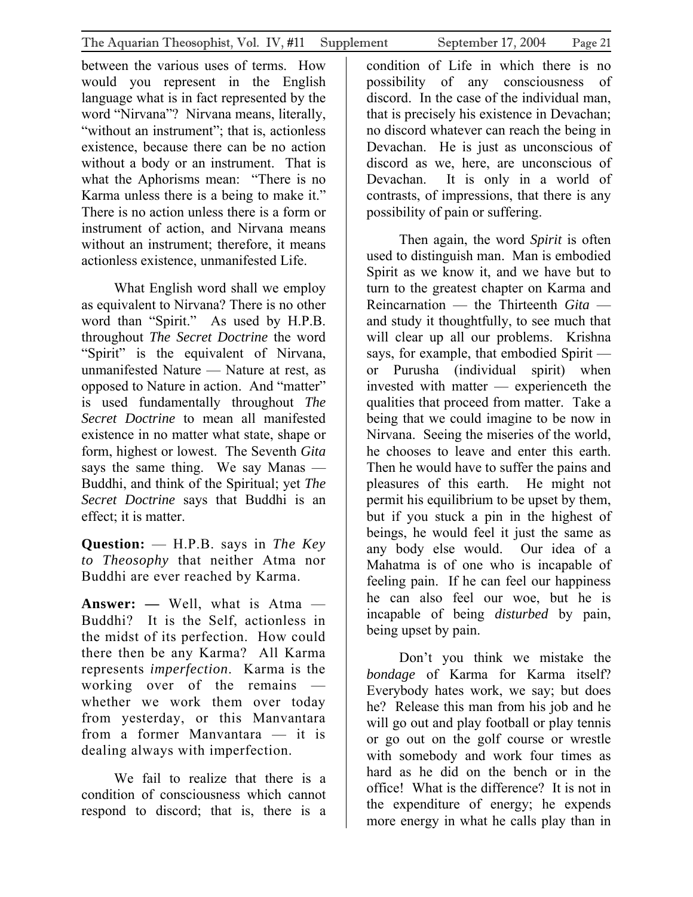between the various uses of terms. How would you represent in the English language what is in fact represented by the word "Nirvana"? Nirvana means, literally, "without an instrument"; that is, actionless existence, because there can be no action without a body or an instrument. That is what the Aphorisms mean: "There is no Karma unless there is a being to make it." There is no action unless there is a form or instrument of action, and Nirvana means without an instrument; therefore, it means actionless existence, unmanifested Life.

What English word shall we employ as equivalent to Nirvana? There is no other word than "Spirit." As used by H.P.B. throughout *The Secret Doctrine* the word "Spirit" is the equivalent of Nirvana, unmanifested Nature — Nature at rest, as opposed to Nature in action. And "matter" is used fundamentally throughout *The Secret Doctrine* to mean all manifested existence in no matter what state, shape or form, highest or lowest. The Seventh *Gita* says the same thing. We say Manas — Buddhi, and think of the Spiritual; yet *The Secret Doctrine* says that Buddhi is an effect; it is matter.

**Question:** — H.P.B. says in *The Key to Theosophy* that neither Atma nor Buddhi are ever reached by Karma.

**Answer: —** Well, what is Atma — Buddhi? It is the Self, actionless in the midst of its perfection. How could there then be any Karma? All Karma represents *imperfection*. Karma is the working over of the remains — whether we work them over today from yesterday, or this Manvantara from a former Manvantara — it is dealing always with imperfection.

We fail to realize that there is a condition of consciousness which cannot respond to discord; that is, there is a condition of Life in which there is no possibility of any consciousness of discord. In the case of the individual man, that is precisely his existence in Devachan; no discord whatever can reach the being in Devachan. He is just as unconscious of discord as we, here, are unconscious of Devachan. It is only in a world of contrasts, of impressions, that there is any possibility of pain or suffering.

Then again, the word *Spirit* is often used to distinguish man. Man is embodied Spirit as we know it, and we have but to turn to the greatest chapter on Karma and Reincarnation — the Thirteenth *Gita* — and study it thoughtfully, to see much that will clear up all our problems. Krishna says, for example, that embodied Spirit — or Purusha (individual spirit) when invested with matter — experienceth the qualities that proceed from matter. Take a being that we could imagine to be now in Nirvana. Seeing the miseries of the world, he chooses to leave and enter this earth. Then he would have to suffer the pains and pleasures of this earth. He might not permit his equilibrium to be upset by them, but if you stuck a pin in the highest of beings, he would feel it just the same as any body else would. Our idea of a Mahatma is of one who is incapable of feeling pain. If he can feel our happiness he can also feel our woe, but he is incapable of being *disturbed* by pain, being upset by pain.

Don't you think we mistake the *bondage* of Karma for Karma itself? Everybody hates work, we say; but does he? Release this man from his job and he will go out and play football or play tennis or go out on the golf course or wrestle with somebody and work four times as hard as he did on the bench or in the office! What is the difference? It is not in the expenditure of energy; he expends more energy in what he calls play than in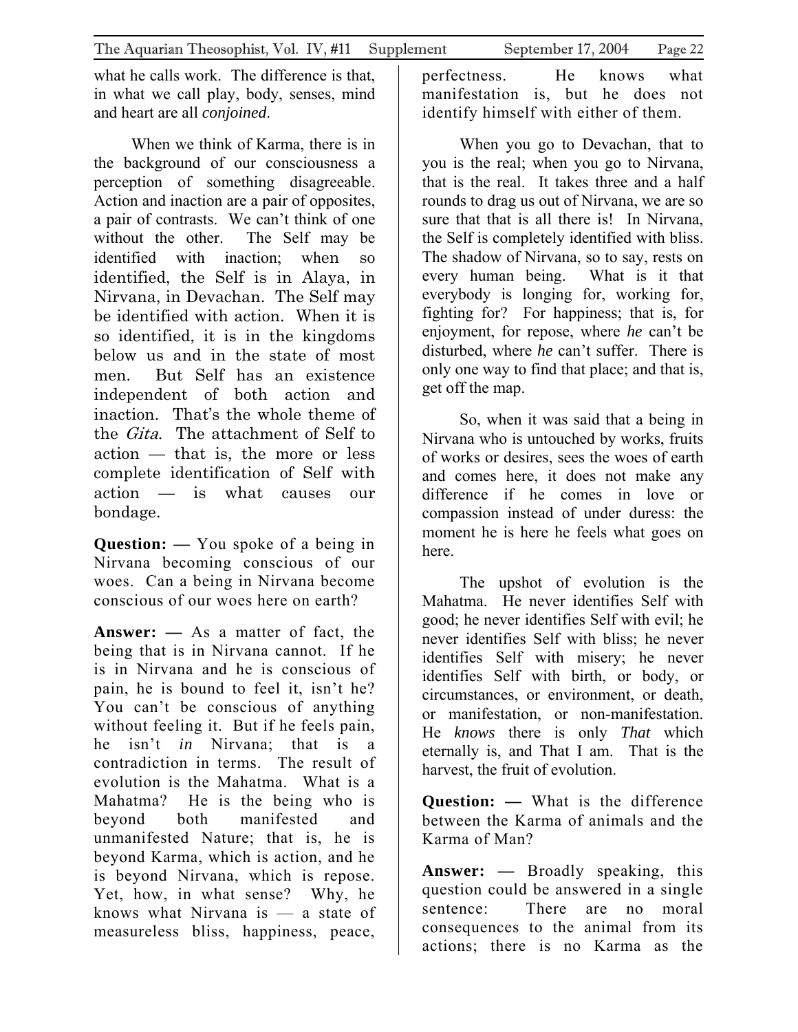what he calls work. The difference is that, in what we call play, body, senses, mind and heart are all *conjoined*.

When we think of Karma, there is in the background of our consciousness a perception of something disagreeable. Action and inaction are a pair of opposites, a pair of contrasts. We can't think of one without the other. The Self may be identified with inaction; when so identified, the Self is in Alaya, in Nirvana, in Devachan. The Self may be identified with action. When it is so identified, it is in the kingdoms below us and in the state of most men. But Self has an existence independent of both action and inaction. That's the whole theme of the *Gita*. The attachment of Self to action — that is, the more or less complete identification of Self with action — is what causes our bondage.

**Question: —** You spoke of a being in Nirvana becoming conscious of our woes. Can a being in Nirvana become conscious of our woes here on earth?

**Answer: —** As a matter of fact, the being that is in Nirvana cannot. If he is in Nirvana and he is conscious of pain, he is bound to feel it, isn't he? You can't be conscious of anything without feeling it. But if he feels pain, he isn't *in* Nirvana; that is a contradiction in terms. The result of evolution is the Mahatma. What is a Mahatma? He is the being who is beyond both manifested and unmanifested Nature; that is, he is beyond Karma, which is action, and he is beyond Nirvana, which is repose. Yet, how, in what sense? Why, he knows what Nirvana is — a state of measureless bliss, happiness, peace, perfectness. He knows what manifestation is, but he does not identify himself with either of them.

When you go to Devachan, that to you is the real; when you go to Nirvana, that is the real. It takes three and a half rounds to drag us out of Nirvana, we are so sure that that is all there is! In Nirvana, the Self is completely identified with bliss. The shadow of Nirvana, so to say, rests on every human being. What is it that everybody is longing for, working for, fighting for? For happiness; that is, for enjoyment, for repose, where *he* can't be disturbed, where *he* can't suffer. There is only one way to find that place; and that is, get off the map.

So, when it was said that a being in Nirvana who is untouched by works, fruits of works or desires, sees the woes of earth and comes here, it does not make any difference if he comes in love or compassion instead of under duress: the moment he is here he feels what goes on here.

The upshot of evolution is the Mahatma. He never identifies Self with good; he never identifies Self with evil; he never identifies Self with bliss; he never identifies Self with misery; he never identifies Self with birth, or body, or circumstances, or environment, or death, or manifestation, or non-manifestation. He *knows* there is only *That* which eternally is, and That I am. That is the harvest, the fruit of evolution.

**Question: —** What is the difference between the Karma of animals and the Karma of Man?

**Answer: —** Broadly speaking, this question could be answered in a single sentence: There are no moral consequences to the animal from its actions; there is no Karma as the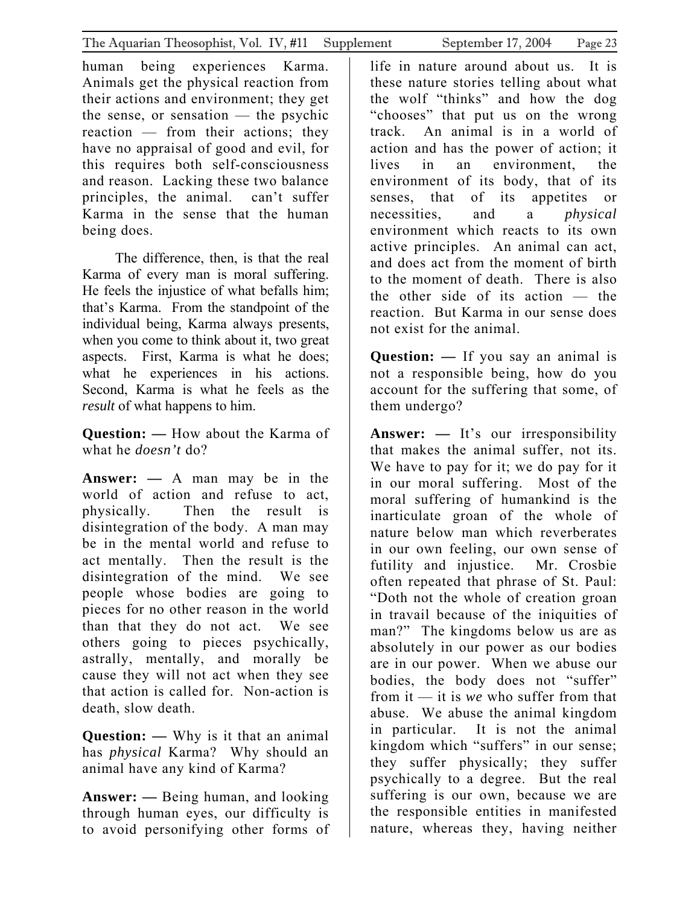human being experiences Karma. Animals get the physical reaction from their actions and environment; they get the sense, or sensation — the psychic reaction — from their actions; they have no appraisal of good and evil, for this requires both self-consciousness and reason. Lacking these two balance principles, the animal. can't suffer Karma in the sense that the human being does.

The difference, then, is that the real Karma of every man is moral suffering. He feels the injustice of what befalls him; that's Karma. From the standpoint of the individual being, Karma always presents, when you come to think about it, two great aspects. First, Karma is what he does; what he experiences in his actions. Second, Karma is what he feels as the *result* of what happens to him.

**Question: —** How about the Karma of what he *doesn't* do?

**Answer: —** A man may be in the world of action and refuse to act, physically. Then the result is disintegration of the body. A man may be in the mental world and refuse to act mentally. Then the result is the disintegration of the mind. We see people whose bodies are going to pieces for no other reason in the world than that they do not act. We see others going to pieces psychically, astrally, mentally, and morally be cause they will not act when they see that action is called for. Non-action is death, slow death.

**Question: —** Why is it that an animal has *physical* Karma? Why should an animal have any kind of Karma?

**Answer: —** Being human, and looking through human eyes, our difficulty is to avoid personifying other forms of life in nature about us. It is these nature stories telling about what the wolf "thinks" and how the dog "chooses" that put us on the wrong track. An animal is in a world of action and has the power of action; it lives in an environment, the environment of its body, that of its senses, that of its appetites or necessities, and a *physical* environment which reacts to its own active principles. An animal can act, and does act from the moment of birth to the moment of death. There is also the other side of its action — the reaction. But Karma in our sense does not exist for the animal.

**Question: —** If you say an animal is not a responsible being, how do you account for the suffering that some, of them undergo?

**Answer: —** It's our irresponsibility that makes the animal suffer, not its. We have to pay for it; we do pay for it in our moral suffering. Most of the moral suffering of humankind is the inarticulate groan of the whole of nature below man which reverberates in our own feeling, our own sense of futility and injustice. Mr. Crosbie often repeated that phrase of St. Paul: "Doth not the whole of creation groan in travail because of the iniquities of man?" The kingdoms below us are as absolutely in our power as our bodies are in our power. When we abuse our bodies, the body does not "suffer" from it — it is *we* who suffer from that abuse. We abuse the animal kingdom in particular. It is not the animal kingdom which "suffers" in our sense; they suffer physically; they suffer psychically to a degree. But the real suffering is our own, because we are the responsible entities in manifested nature, whereas they, having neither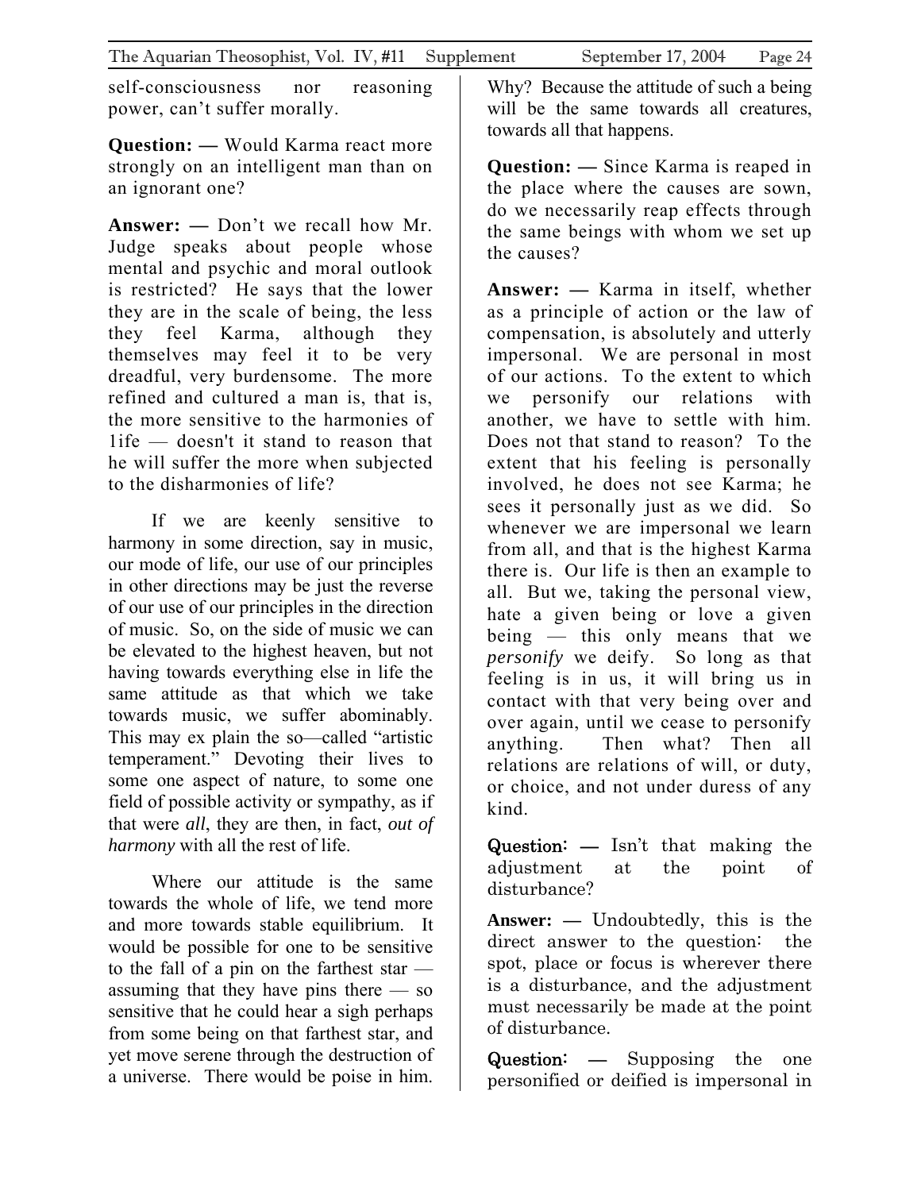self-consciousness nor reasoning power, can't suffer morally.

**Question: —** Would Karma react more strongly on an intelligent man than on an ignorant one?

**Answer: —** Don't we recall how Mr. Judge speaks about people whose mental and psychic and moral outlook is restricted? He says that the lower they are in the scale of being, the less they feel Karma, although they themselves may feel it to be very dreadful, very burdensome. The more refined and cultured a man is, that is, the more sensitive to the harmonies of 1ife — doesn't it stand to reason that he will suffer the more when subjected to the disharmonies of life?

If we are keenly sensitive to harmony in some direction, say in music, our mode of life, our use of our principles in other directions may be just the reverse of our use of our principles in the direction of music. So, on the side of music we can be elevated to the highest heaven, but not having towards everything else in life the same attitude as that which we take towards music, we suffer abominably. This may ex plain the so—called "artistic temperament." Devoting their lives to some one aspect of nature, to some one field of possible activity or sympathy, as if that were *all*, they are then, in fact, *out of harmony* with all the rest of life.

Where our attitude is the same towards the whole of life, we tend more and more towards stable equilibrium. It would be possible for one to be sensitive to the fall of a pin on the farthest star — assuming that they have pins there — so sensitive that he could hear a sigh perhaps from some being on that farthest star, and yet move serene through the destruction of a universe. There would be poise in him. Why? Because the attitude of such a being will be the same towards all creatures, towards all that happens.

**Question: —** Since Karma is reaped in the place where the causes are sown, do we necessarily reap effects through the same beings with whom we set up the causes?

**Answer: —** Karma in itself, whether as a principle of action or the law of compensation, is absolutely and utterly impersonal. We are personal in most of our actions. To the extent to which we personify our relations with another, we have to settle with him. Does not that stand to reason? To the extent that his feeling is personally involved, he does not see Karma; he sees it personally just as we did. So whenever we are impersonal we learn from all, and that is the highest Karma there is. Our life is then an example to all. But we, taking the personal view, hate a given being or love a given being — this only means that we *personify* we deify. So long as that feeling is in us, it will bring us in contact with that very being over and over again, until we cease to personify anything. Then what? Then all relations are relations of will, or duty, or choice, and not under duress of any kind.

**Question: —** Isn't that making the adjustment at the point of disturbance?

**Answer: —** Undoubtedly, this is the direct answer to the question: the spot, place or focus is wherever there is a disturbance, and the adjustment must necessarily be made at the point of disturbance.

**Question: —** Supposing the one personified or deified is impersonal in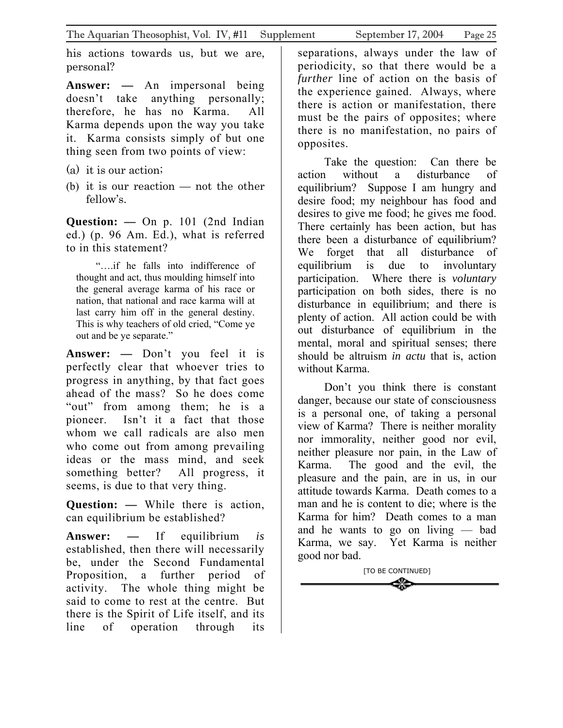his actions towards us, but we are, personal?

**Answer: —** An impersonal being doesn't take anything personally; therefore, he has no Karma. All Karma depends upon the way you take it. Karma consists simply of but one thing seen from two points of view:

(a) it is our action;

(b) it is our reaction — not the other fellow's.

**Question: —** On p. 101 (2nd Indian ed.) (p. 96 Am. Ed.), what is referred to in this statement?

> "….if he falls into indifference of thought and act, thus moulding himself into the general average karma of his race or nation, that national and race karma will at last carry him off in the general destiny. This is why teachers of old cried, "Come ye out and be ye separate."

**Answer: —** Don't you feel it is perfectly clear that whoever tries to progress in anything, by that fact goes ahead of the mass? So he does come "out" from among them; he is a pioneer. Isn't it a fact that those whom we call radicals are also men who come out from among prevailing ideas or the mass mind, and seek something better? All progress, it seems, is due to that very thing.

**Question: —** While there is action, can equilibrium be established?

**Answer: —** If equilibrium *is* established, then there will necessarily be, under the Second Fundamental Proposition, a further period of activity. The whole thing might be said to come to rest at the centre. But there is the Spirit of Life itself, and its line of operation through its separations, always under the law of periodicity, so that there would be a *further* line of action on the basis of the experience gained. Always, where there is action or manifestation, there must be the pairs of opposites; where there is no manifestation, no pairs of opposites.

Take the question: Can there be action without a disturbance of equilibrium? Suppose I am hungry and desire food; my neighbour has food and desires to give me food; he gives me food. There certainly has been action, but has there been a disturbance of equilibrium? We forget that all disturbance of equilibrium is due to involuntary participation. Where there is *voluntary* participation on both sides, there is no disturbance in equilibrium; and there is plenty of action. All action could be with out disturbance of equilibrium in the mental, moral and spiritual senses; there should be altruism *in actu* that is, action without Karma.

Don't you think there is constant danger, because our state of consciousness is a personal one, of taking a personal view of Karma? There is neither morality nor immorality, neither good nor evil, neither pleasure nor pain, in the Law of Karma. The good and the evil, the pleasure and the pain, are in us, in our attitude towards Karma. Death comes to a man and he is content to die; where is the Karma for him? Death comes to a man and he wants to go on living — bad Karma, we say. Yet Karma is neither good nor bad.

[TO BE CONTINUED]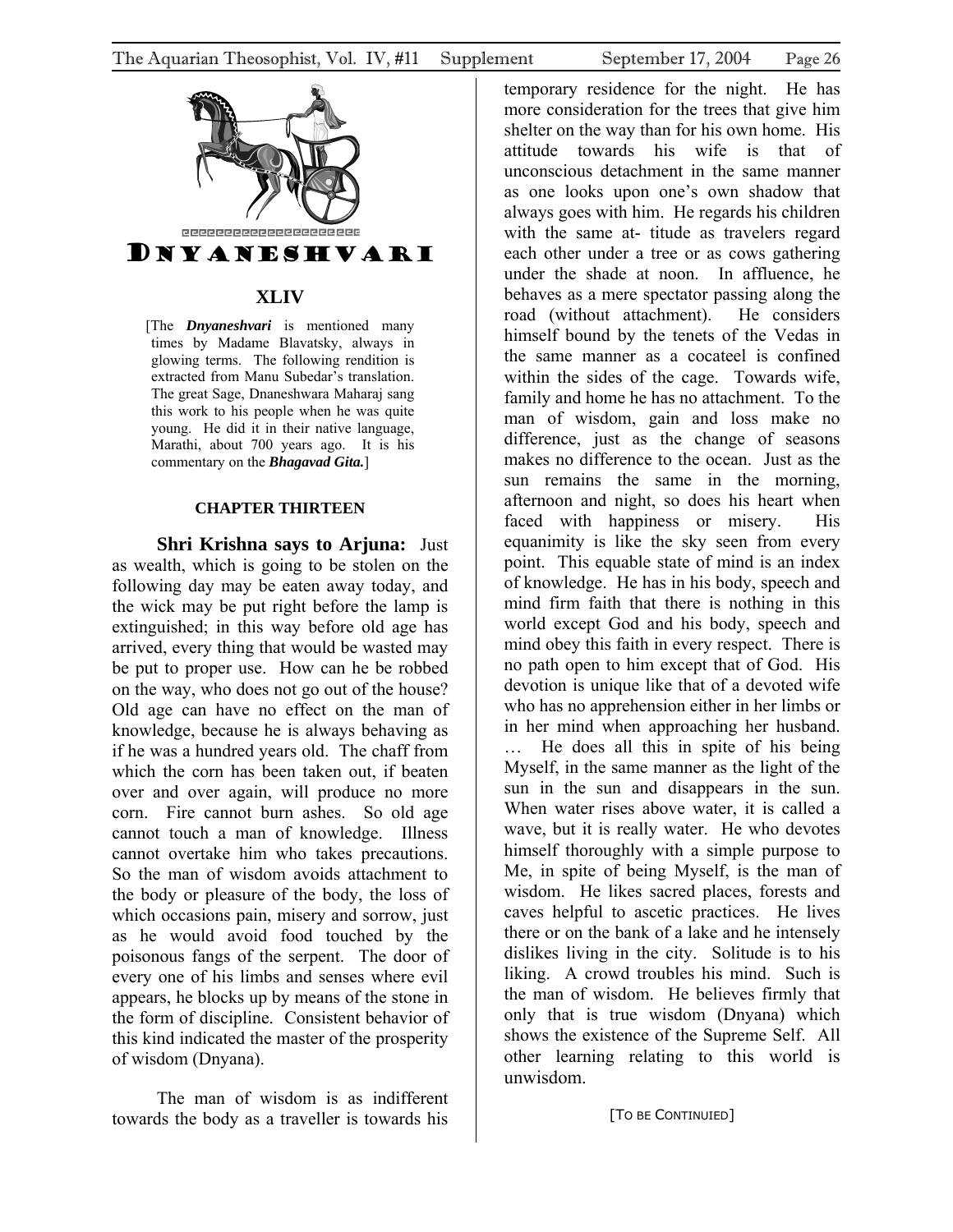# DNYANESHVARI

## XLIV

[The ***Dnyaneshvari*** is mentioned many times by Madame Blavatsky, always in glowing terms. The following rendition is extracted from Manu Subedar's translation. The great Sage, Dnaneshwara Maharaj sang this work to his people when he was quite young. He did it in their native language, Marathi, about 700 years ago. It is his commentary on the ***Bhagavad Gita.***]

### CHAPTER THIRTEEN

**Shri Krishna says to Arjuna:** Just as wealth, which is going to be stolen on the following day may be eaten away today, and the wick may be put right before the lamp is extinguished; in this way before old age has arrived, every thing that would be wasted may be put to proper use. How can he be robbed on the way, who does not go out of the house? Old age can have no effect on the man of knowledge, because he is always behaving as if he was a hundred years old. The chaff from which the corn has been taken out, if beaten over and over again, will produce no more corn. Fire cannot burn ashes. So old age cannot touch a man of knowledge. Illness cannot overtake him who takes precautions. So the man of wisdom avoids attachment to the body or pleasure of the body, the loss of which occasions pain, misery and sorrow, just as he would avoid food touched by the poisonous fangs of the serpent. The door of every one of his limbs and senses where evil appears, he blocks up by means of the stone in the form of discipline. Consistent behavior of this kind indicated the master of the prosperity of wisdom (Dnyana).

The man of wisdom is as indifferent towards the body as a traveller is towards his temporary residence for the night. He has more consideration for the trees that give him shelter on the way than for his own home. His attitude towards his wife is that of unconscious detachment in the same manner as one looks upon one's own shadow that always goes with him. He regards his children with the same at- titude as travelers regard each other under a tree or as cows gathering under the shade at noon. In affluence, he behaves as a mere spectator passing along the road (without attachment). He considers himself bound by the tenets of the Vedas in the same manner as a cocateel is confined within the sides of the cage. Towards wife, family and home he has no attachment. To the man of wisdom, gain and loss make no difference, just as the change of seasons makes no difference to the ocean. Just as the sun remains the same in the morning, afternoon and night, so does his heart when faced with happiness or misery. His equanimity is like the sky seen from every point. This equable state of mind is an index of knowledge. He has in his body, speech and mind firm faith that there is nothing in this world except God and his body, speech and mind obey this faith in every respect. There is no path open to him except that of God. His devotion is unique like that of a devoted wife who has no apprehension either in her limbs or in her mind when approaching her husband. … He does all this in spite of his being Myself, in the same manner as the light of the sun in the sun and disappears in the sun. When water rises above water, it is called a wave, but it is really water. He who devotes himself thoroughly with a simple purpose to Me, in spite of being Myself, is the man of wisdom. He likes sacred places, forests and caves helpful to ascetic practices. He lives there or on the bank of a lake and he intensely dislikes living in the city. Solitude is to his liking. A crowd troubles his mind. Such is the man of wisdom. He believes firmly that only that is true wisdom (Dnyana) which shows the existence of the Supreme Self. All other learning relating to this world is unwisdom.

[TO BE CONTINUIED]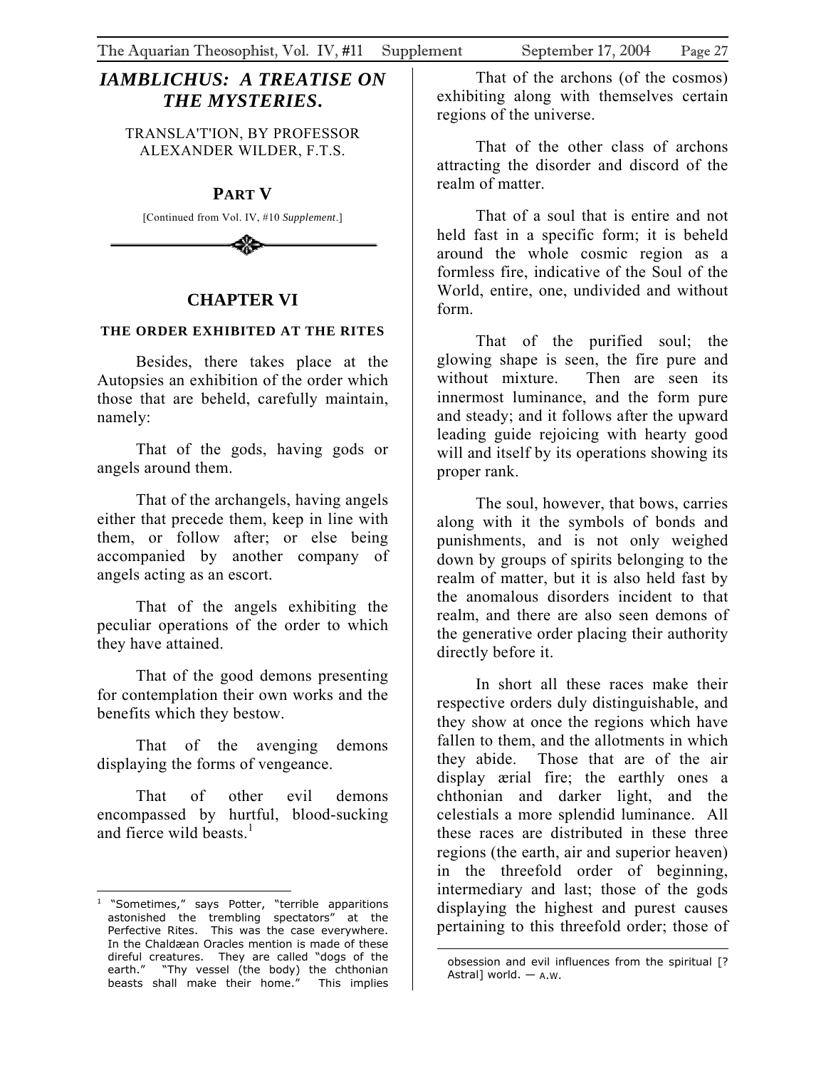# *IAMBLICHUS: A TREATISE ON THE MYSTERIES.*

TRANSLA'T'ION, BY PROFESSOR ALEXANDER WILDER, F.T.S.

## PART V

[Continued from Vol. IV, #10 *Supplement*.]

## CHAPTER VI

### THE ORDER EXHIBITED AT THE RITES

Besides, there takes place at the Autopsies an exhibition of the order which those that are beheld, carefully maintain, namely:

That of the gods, having gods or angels around them.

That of the archangels, having angels either that precede them, keep in line with them, or follow after; or else being accompanied by another company of angels acting as an escort.

That of the angels exhibiting the peculiar operations of the order to which they have attained.

That of the good demons presenting for contemplation their own works and the benefits which they bestow.

That of the avenging demons displaying the forms of vengeance.

That of other evil demons encompassed by hurtful, blood-sucking and fierce wild beasts.[1]

That of the archons (of the cosmos) exhibiting along with themselves certain regions of the universe.

That of the other class of archons attracting the disorder and discord of the realm of matter.

That of a soul that is entire and not held fast in a specific form; it is beheld around the whole cosmic region as a formless fire, indicative of the Soul of the World, entire, one, undivided and without form.

That of the purified soul; the glowing shape is seen, the fire pure and without mixture. Then are seen its innermost luminance, and the form pure and steady; and it follows after the upward leading guide rejoicing with hearty good will and itself by its operations showing its proper rank.

The soul, however, that bows, carries along with it the symbols of bonds and punishments, and is not only weighed down by groups of spirits belonging to the realm of matter, but it is also held fast by the anomalous disorders incident to that realm, and there are also seen demons of the generative order placing their authority directly before it.

In short all these races make their respective orders duly distinguishable, and they show at once the regions which have fallen to them, and the allotments in which they abide. Those that are of the air display ærial fire; the earthly ones a chthonian and darker light, and the celestials a more splendid luminance. All these races are distributed in these three regions (the earth, air and superior heaven) in the threefold order of beginning, intermediary and last; those of the gods displaying the highest and purest causes pertaining to this threefold order; those of

---

[1] "Sometimes," says Potter, "terrible apparitions astonished the trembling spectators" at the Perfective Rites. This was the case everywhere. In the Chaldæan Oracles mention is made of these direful creatures. They are called "dogs of the earth." "Thy vessel (the body) the chthonian beasts shall make their home." This implies obsession and evil influences from the spiritual [? Astral] world. — A.W.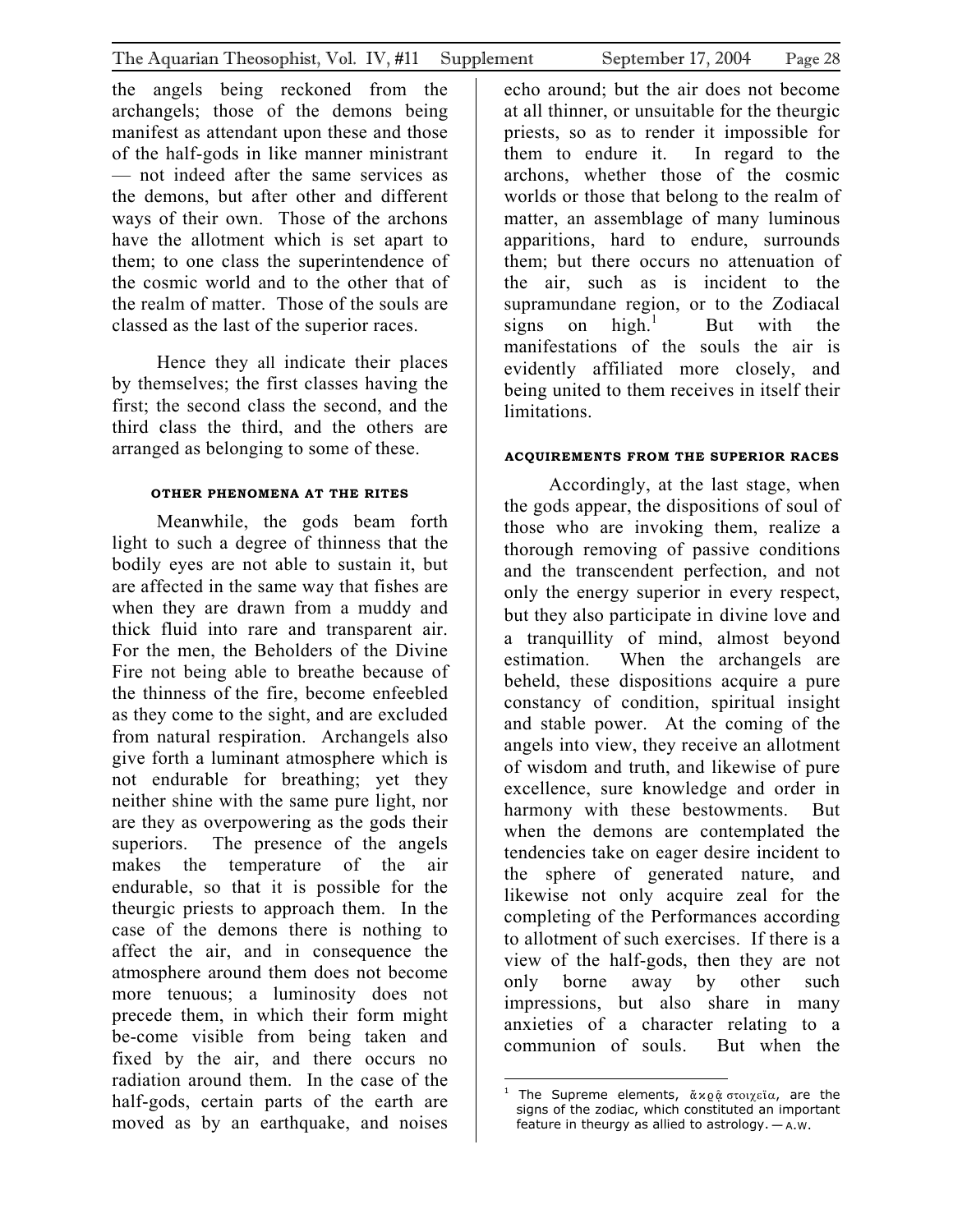the angels being reckoned from the archangels; those of the demons being manifest as attendant upon these and those of the half-gods in like manner ministrant — not indeed after the same services as the demons, but after other and different ways of their own. Those of the archons have the allotment which is set apart to them; to one class the superintendence of the cosmic world and to the other that of the realm of matter. Those of the souls are classed as the last of the superior races.

Hence they all indicate their places by themselves; the first classes having the first; the second class the second, and the third class the third, and the others are arranged as belonging to some of these.

#### OTHER PHENOMENA AT THE RITES

Meanwhile, the gods beam forth light to such a degree of thinness that the bodily eyes are not able to sustain it, but are affected in the same way that fishes are when they are drawn from a muddy and thick fluid into rare and transparent air. For the men, the Beholders of the Divine Fire not being able to breathe because of the thinness of the fire, become enfeebled as they come to the sight, and are excluded from natural respiration. Archangels also give forth a luminant atmosphere which is not endurable for breathing; yet they neither shine with the same pure light, nor are they as overpowering as the gods their superiors. The presence of the angels makes the temperature of the air endurable, so that it is possible for the theurgic priests to approach them. In the case of the demons there is nothing to affect the air, and in consequence the atmosphere around them does not become more tenuous; a luminosity does not precede them, in which their form might be-come visible from being taken and fixed by the air, and there occurs no radiation around them. In the case of the half-gods, certain parts of the earth are moved as by an earthquake, and noises echo around; but the air does not become at all thinner, or unsuitable for the theurgic priests, so as to render it impossible for them to endure it. In regard to the archons, whether those of the cosmic worlds or those that belong to the realm of matter, an assemblage of many luminous apparitions, hard to endure, surrounds them; but there occurs no attenuation of the air, such as is incident to the supramundane region, or to the Zodiacal signs on high.[1] But with the manifestations of the souls the air is evidently affiliated more closely, and being united to them receives in itself their limitations.

#### ACQUIREMENTS FROM THE SUPERIOR RACES

Accordingly, at the last stage, when the gods appear, the dispositions of soul of those who are invoking them, realize a thorough removing of passive conditions and the transcendent perfection, and not only the energy superior in every respect, but they also participate in divine love and a tranquillity of mind, almost beyond estimation. When the archangels are beheld, these dispositions acquire a pure constancy of condition, spiritual insight and stable power. At the coming of the angels into view, they receive an allotment of wisdom and truth, and likewise of pure excellence, sure knowledge and order in harmony with these bestowments. But when the demons are contemplated the tendencies take on eager desire incident to the sphere of generated nature, and likewise not only acquire zeal for the completing of the Performances according to allotment of such exercises. If there is a view of the half-gods, then they are not only borne away by other such impressions, but also share in many anxieties of a character relating to a communion of souls. But when the

---

[1] The Supreme elements, ἄκρα̨ στοιχεῖα, are the signs of the zodiac, which constituted an important feature in theurgy as allied to astrology. — A.W.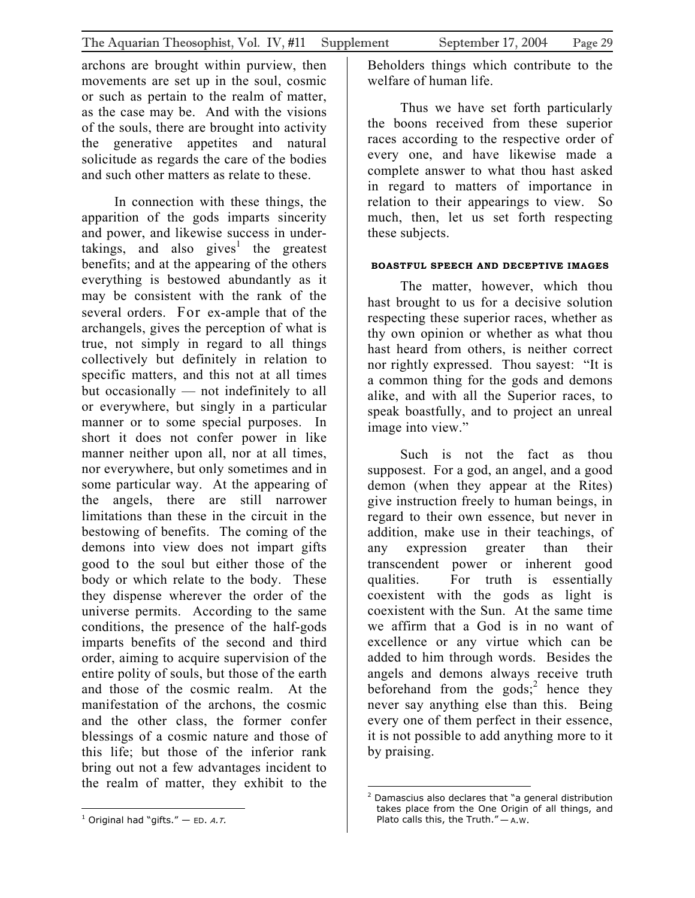archons are brought within purview, then movements are set up in the soul, cosmic or such as pertain to the realm of matter, as the case may be. And with the visions of the souls, there are brought into activity the generative appetites and natural solicitude as regards the care of the bodies and such other matters as relate to these.

In connection with these things, the apparition of the gods imparts sincerity and power, and likewise success in undertakings, and also gives[1] the greatest benefits; and at the appearing of the others everything is bestowed abundantly as it may be consistent with the rank of the several orders. For ex-ample that of the archangels, gives the perception of what is true, not simply in regard to all things collectively but definitely in relation to specific matters, and this not at all times but occasionally — not indefinitely to all or everywhere, but singly in a particular manner or to some special purposes. In short it does not confer power in like manner neither upon all, nor at all times, nor everywhere, but only sometimes and in some particular way. At the appearing of the angels, there are still narrower limitations than these in the circuit in the bestowing of benefits. The coming of the demons into view does not impart gifts good to the soul but either those of the body or which relate to the body. These they dispense wherever the order of the universe permits. According to the same conditions, the presence of the half-gods imparts benefits of the second and third order, aiming to acquire supervision of the entire polity of souls, but those of the earth and those of the cosmic realm. At the manifestation of the archons, the cosmic and the other class, the former confer blessings of a cosmic nature and those of this life; but those of the inferior rank bring out not a few advantages incident to the realm of matter, they exhibit to the Beholders things which contribute to the welfare of human life.

Thus we have set forth particularly the boons received from these superior races according to the respective order of every one, and have likewise made a complete answer to what thou hast asked in regard to matters of importance in relation to their appearings to view. So much, then, let us set forth respecting these subjects.

#### BOASTFUL SPEECH AND DECEPTIVE IMAGES

The matter, however, which thou hast brought to us for a decisive solution respecting these superior races, whether as thy own opinion or whether as what thou hast heard from others, is neither correct nor rightly expressed. Thou sayest: "It is a common thing for the gods and demons alike, and with all the Superior races, to speak boastfully, and to project an unreal image into view."

Such is not the fact as thou supposest. For a god, an angel, and a good demon (when they appear at the Rites) give instruction freely to human beings, in regard to their own essence, but never in addition, make use in their teachings, of any expression greater than their transcendent power or inherent good qualities. For truth is essentially coexistent with the gods as light is coexistent with the Sun. At the same time we affirm that a God is in no want of excellence or any virtue which can be added to him through words. Besides the angels and demons always receive truth beforehand from the gods;[2] hence they never say anything else than this. Being every one of them perfect in their essence, it is not possible to add anything more to it by praising.

---

[1] Original had "gifts." — ED. *A.T.*

[2] Damascius also declares that "a general distribution takes place from the One Origin of all things, and Plato calls this, the Truth." — A.W.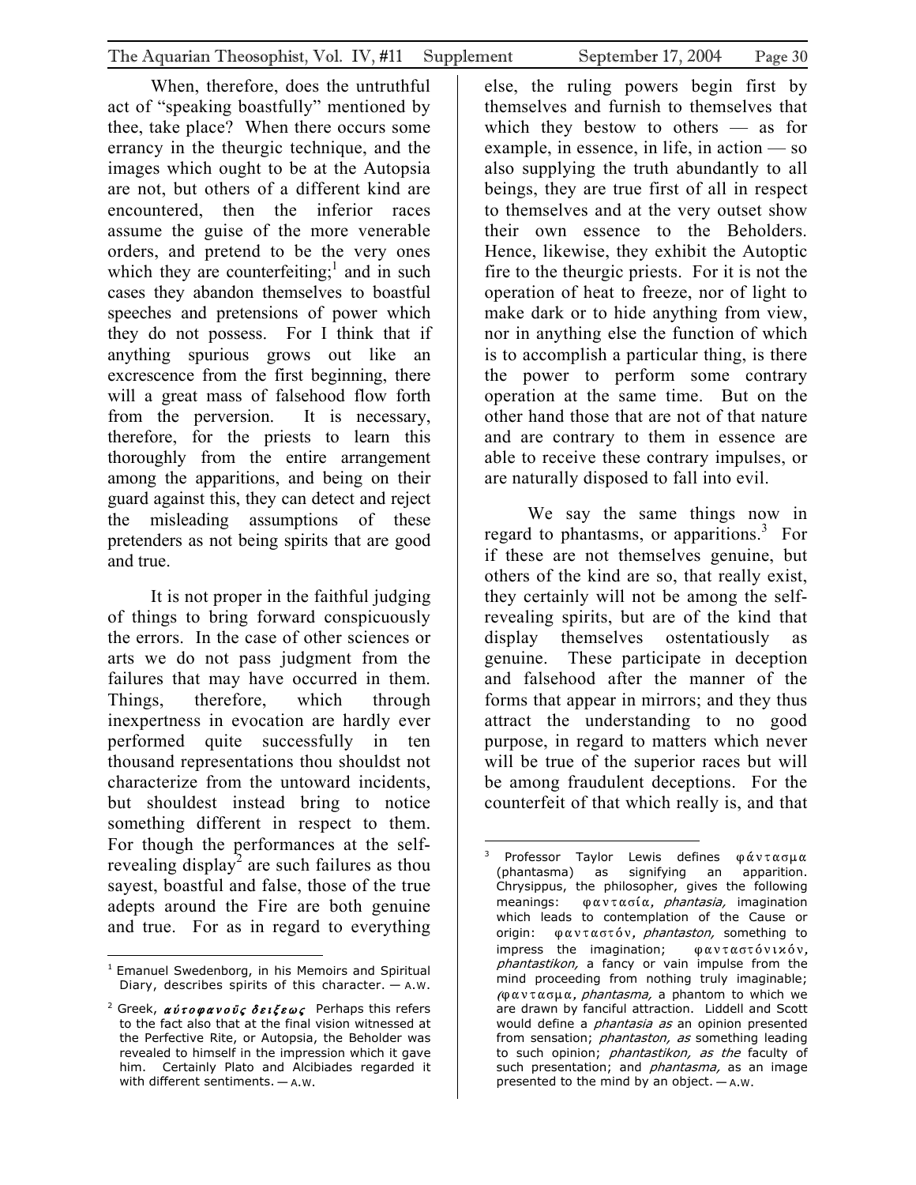When, therefore, does the untruthful act of "speaking boastfully" mentioned by thee, take place? When there occurs some errancy in the theurgic technique, and the images which ought to be at the Autopsia are not, but others of a different kind are encountered, then the inferior races assume the guise of the more venerable orders, and pretend to be the very ones which they are counterfeiting;[1] and in such cases they abandon themselves to boastful speeches and pretensions of power which they do not possess. For I think that if anything spurious grows out like an excrescence from the first beginning, there will a great mass of falsehood flow forth from the perversion. It is necessary, therefore, for the priests to learn this thoroughly from the entire arrangement among the apparitions, and being on their guard against this, they can detect and reject the misleading assumptions of these pretenders as not being spirits that are good and true.

It is not proper in the faithful judging of things to bring forward conspicuously the errors. In the case of other sciences or arts we do not pass judgment from the failures that may have occurred in them. Things, therefore, which through inexpertness in evocation are hardly ever performed quite successfully in ten thousand representations thou shouldst not characterize from the untoward incidents, but shouldest instead bring to notice something different in respect to them. For though the performances at the self-revealing display[2] are such failures as thou sayest, boastful and false, those of the true adepts around the Fire are both genuine and true. For as in regard to everything else, the ruling powers begin first by themselves and furnish to themselves that which they bestow to others — as for example, in essence, in life, in action — so also supplying the truth abundantly to all beings, they are true first of all in respect to themselves and at the very outset show their own essence to the Beholders. Hence, likewise, they exhibit the Autoptic fire to the theurgic priests. For it is not the operation of heat to freeze, nor of light to make dark or to hide anything from view, nor in anything else the function of which is to accomplish a particular thing, is there the power to perform some contrary operation at the same time. But on the other hand those that are not of that nature and are contrary to them in essence are able to receive these contrary impulses, or are naturally disposed to fall into evil.

We say the same things now in regard to phantasms, or apparitions.[3] For if these are not themselves genuine, but others of the kind are so, that really exist, they certainly will not be among the self-revealing spirits, but are of the kind that display themselves ostentatiously as genuine. These participate in deception and falsehood after the manner of the forms that appear in mirrors; and they thus attract the understanding to no good purpose, in regard to matters which never will be true of the superior races but will be among fraudulent deceptions. For the counterfeit of that which really is, and that

---

[1] Emanuel Swedenborg, in his Memoirs and Spiritual Diary, describes spirits of this character. — A.W.

[2] Greek, ***αὐτοφανοῦς δείξεως*** Perhaps this refers to the fact also that at the final vision witnessed at the Perfective Rite, or Autopsia, the Beholder was revealed to himself in the impression which it gave him. Certainly Plato and Alcibiades regarded it with different sentiments. — A.W.

[3] Professor Taylor Lewis defines φάντασμα (phantasma) as signifying an apparition. Chrysippus, the philosopher, gives the following meanings: φαντασία, *phantasia,* imagination which leads to contemplation of the Cause or origin: φανταστόν, *phantaston,* something to impress the imagination; φανταστόνικόν, *phantastikon,* a fancy or vain impulse from the mind proceeding from nothing truly imaginable; (φαντασμα, *phantasma,* a phantom to which we are drawn by fanciful attraction. Liddell and Scott would define a *phantasia as* an opinion presented from sensation; *phantaston, as* something leading to such opinion; *phantastikon, as the* faculty of such presentation; and *phantasma,* as an image presented to the mind by an object. — A.W.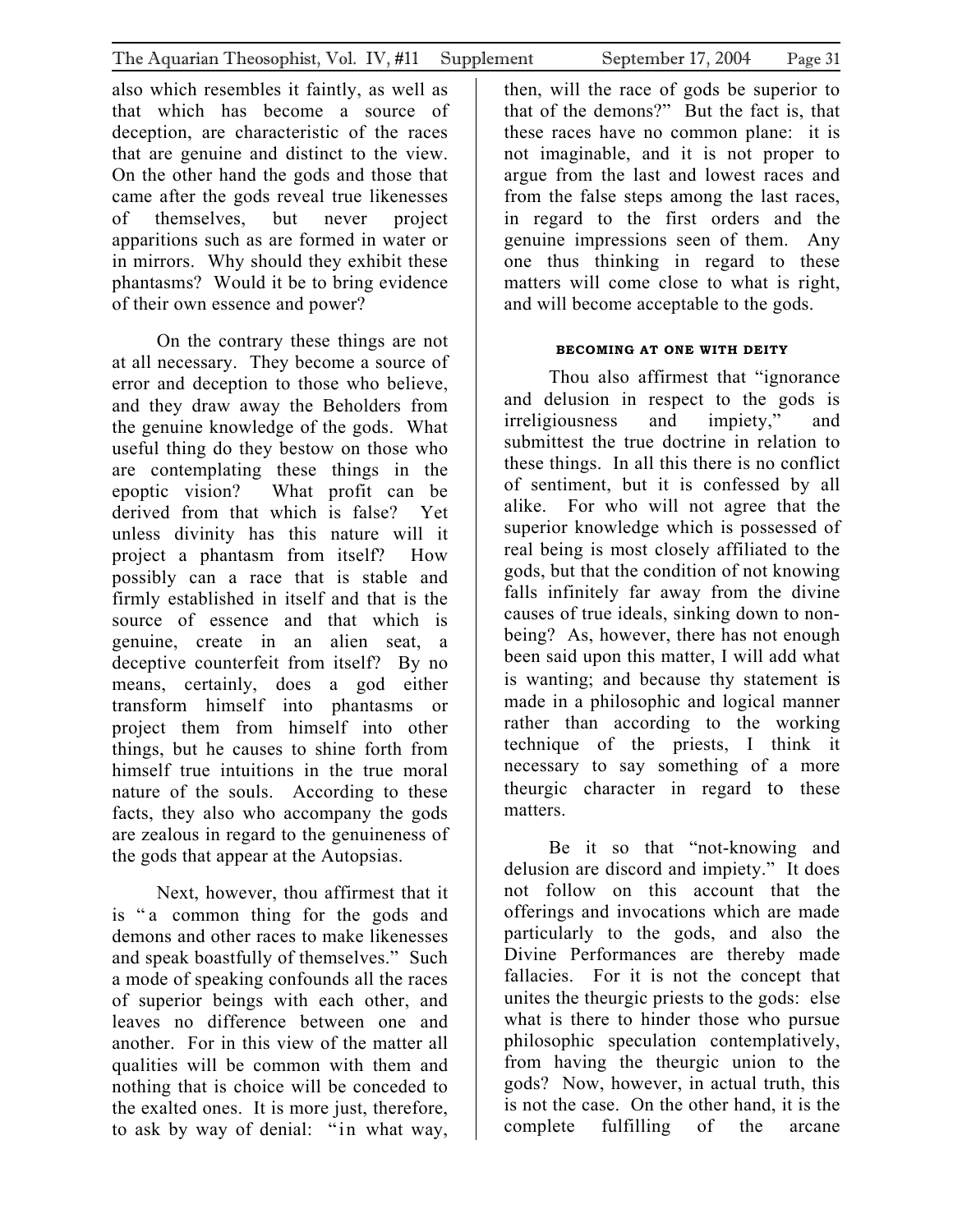also which resembles it faintly, as well as that which has become a source of deception, are characteristic of the races that are genuine and distinct to the view. On the other hand the gods and those that came after the gods reveal true likenesses of themselves, but never project apparitions such as are formed in water or in mirrors. Why should they exhibit these phantasms? Would it be to bring evidence of their own essence and power?

On the contrary these things are not at all necessary. They become a source of error and deception to those who believe, and they draw away the Beholders from the genuine knowledge of the gods. What useful thing do they bestow on those who are contemplating these things in the epoptic vision? What profit can be derived from that which is false? Yet unless divinity has this nature will it project a phantasm from itself? How possibly can a race that is stable and firmly established in itself and that is the source of essence and that which is genuine, create in an alien seat, a deceptive counterfeit from itself? By no means, certainly, does a god either transform himself into phantasms or project them from himself into other things, but he causes to shine forth from himself true intuitions in the true moral nature of the souls. According to these facts, they also who accompany the gods are zealous in regard to the genuineness of the gods that appear at the Autopsias.

Next, however, thou affirmest that it is "a common thing for the gods and demons and other races to make likenesses and speak boastfully of themselves." Such a mode of speaking confounds all the races of superior beings with each other, and leaves no difference between one and another. For in this view of the matter all qualities will be common with them and nothing that is choice will be conceded to the exalted ones. It is more just, therefore, to ask by way of denial: "in what way, then, will the race of gods be superior to that of the demons?" But the fact is, that these races have no common plane: it is not imaginable, and it is not proper to argue from the last and lowest races and from the false steps among the last races, in regard to the first orders and the genuine impressions seen of them. Any one thus thinking in regard to these matters will come close to what is right, and will become acceptable to the gods.

#### BECOMING AT ONE WITH DEITY

Thou also affirmest that "ignorance and delusion in respect to the gods is irreligiousness and impiety," and submittest the true doctrine in relation to these things. In all this there is no conflict of sentiment, but it is confessed by all alike. For who will not agree that the superior knowledge which is possessed of real being is most closely affiliated to the gods, but that the condition of not knowing falls infinitely far away from the divine causes of true ideals, sinking down to non-being? As, however, there has not enough been said upon this matter, I will add what is wanting; and because thy statement is made in a philosophic and logical manner rather than according to the working technique of the priests, I think it necessary to say something of a more theurgic character in regard to these matters.

Be it so that "not-knowing and delusion are discord and impiety." It does not follow on this account that the offerings and invocations which are made particularly to the gods, and also the Divine Performances are thereby made fallacies. For it is not the concept that unites the theurgic priests to the gods: else what is there to hinder those who pursue philosophic speculation contemplatively, from having the theurgic union to the gods? Now, however, in actual truth, this is not the case. On the other hand, it is the complete fulfilling of the arcane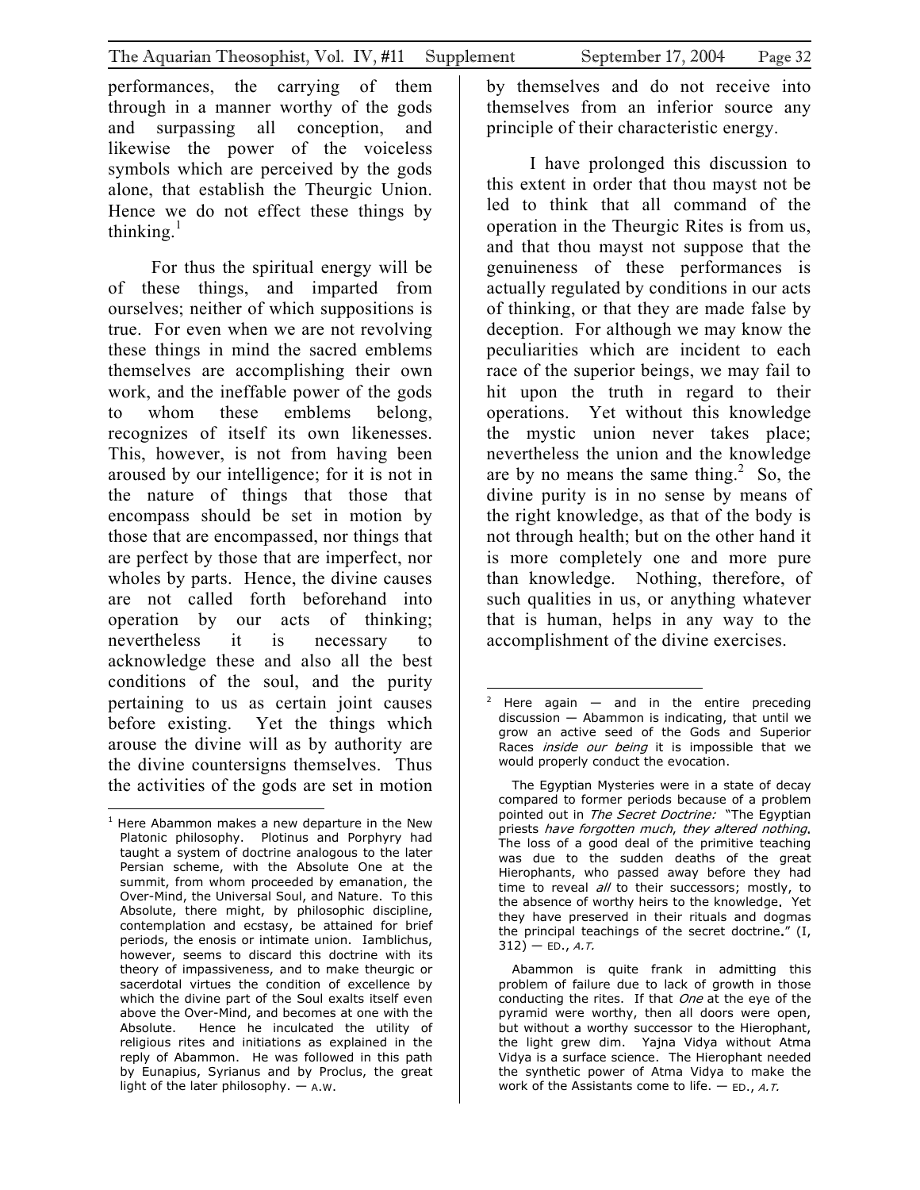performances, the carrying of them through in a manner worthy of the gods and surpassing all conception, and likewise the power of the voiceless symbols which are perceived by the gods alone, that establish the Theurgic Union. Hence we do not effect these things by thinking.[1]

For thus the spiritual energy will be of these things, and imparted from ourselves; neither of which suppositions is true. For even when we are not revolving these things in mind the sacred emblems themselves are accomplishing their own work, and the ineffable power of the gods to whom these emblems belong, recognizes of itself its own likenesses. This, however, is not from having been aroused by our intelligence; for it is not in the nature of things that those that encompass should be set in motion by those that are encompassed, nor things that are perfect by those that are imperfect, nor wholes by parts. Hence, the divine causes are not called forth beforehand into operation by our acts of thinking; nevertheless it is necessary to acknowledge these and also all the best conditions of the soul, and the purity pertaining to us as certain joint causes before existing. Yet the things which arouse the divine will as by authority are the divine countersigns themselves. Thus the activities of the gods are set in motion by themselves and do not receive into themselves from an inferior source any principle of their characteristic energy.

I have prolonged this discussion to this extent in order that thou mayst not be led to think that all command of the operation in the Theurgic Rites is from us, and that thou mayst not suppose that the genuineness of these performances is actually regulated by conditions in our acts of thinking, or that they are made false by deception. For although we may know the peculiarities which are incident to each race of the superior beings, we may fail to hit upon the truth in regard to their operations. Yet without this knowledge the mystic union never takes place; nevertheless the union and the knowledge are by no means the same thing.[2] So, the divine purity is in no sense by means of the right knowledge, as that of the body is not through health; but on the other hand it is more completely one and more pure than knowledge. Nothing, therefore, of such qualities in us, or anything whatever that is human, helps in any way to the accomplishment of the divine exercises.

---

[1] Here Abammon makes a new departure in the New Platonic philosophy. Plotinus and Porphyry had taught a system of doctrine analogous to the later Persian scheme, with the Absolute One at the summit, from whom proceeded by emanation, the Over-Mind, the Universal Soul, and Nature. To this Absolute, there might, by philosophic discipline, contemplation and ecstasy, be attained for brief periods, the enosis or intimate union. Iamblichus, however, seems to discard this doctrine with its theory of impassiveness, and to make theurgic or sacerdotal virtues the condition of excellence by which the divine part of the Soul exalts itself even above the Over-Mind, and becomes at one with the Absolute. Hence he inculcated the utility of religious rites and initiations as explained in the reply of Abammon. He was followed in this path by Eunapius, Syrianus and by Proclus, the great light of the later philosophy. — A.W.

[2] Here again — and in the entire preceding discussion — Abammon is indicating, that until we grow an active seed of the Gods and Superior Races *inside our being* it is impossible that we would properly conduct the evocation.

The Egyptian Mysteries were in a state of decay compared to former periods because of a problem pointed out in *The Secret Doctrine:* "The Egyptian priests *have forgotten much, they altered nothing*. The loss of a good deal of the primitive teaching was due to the sudden deaths of the great Hierophants, who passed away before they had time to reveal *all* to their successors; mostly, to the absence of worthy heirs to the knowledge. Yet they have preserved in their rituals and dogmas the principal teachings of the secret doctrine." (I, 312) — ED., *A.T.*

Abammon is quite frank in admitting this problem of failure due to lack of growth in those conducting the rites. If that *One* at the eye of the pyramid were worthy, then all doors were open, but without a worthy successor to the Hierophant, the light grew dim. Yajna Vidya without Atma Vidya is a surface science. The Hierophant needed the synthetic power of Atma Vidya to make the work of the Assistants come to life. — ED., *A.T.*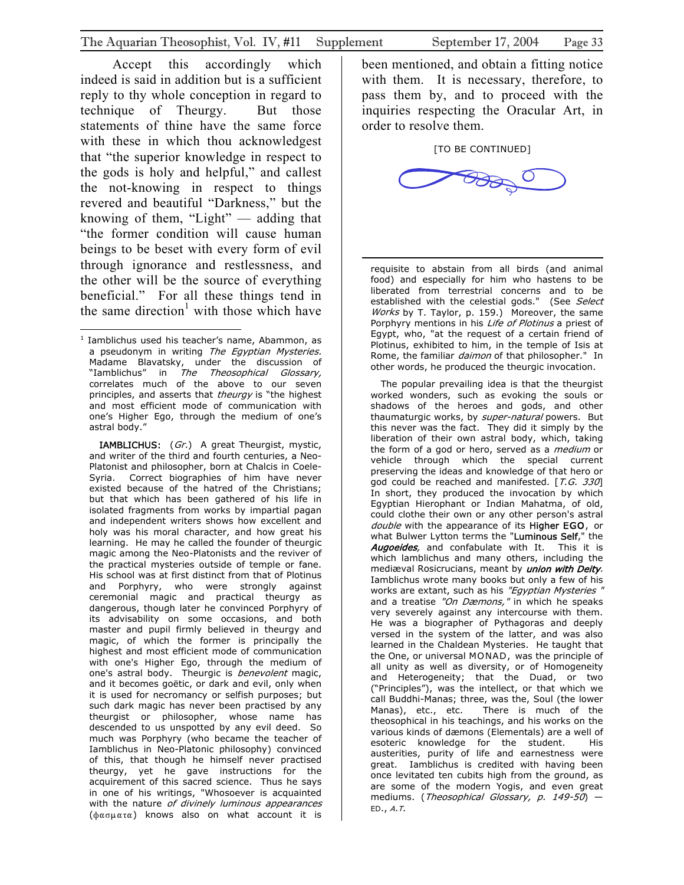Accept this accordingly which indeed is said in addition but is a sufficient reply to thy whole conception in regard to technique of Theurgy. But those statements of thine have the same force with these in which thou acknowledgest that "the superior knowledge in respect to the gods is holy and helpful," and callest the not-knowing in respect to things revered and beautiful "Darkness," but the knowing of them, "Light" — adding that "the former condition will cause human beings to be beset with every form of evil through ignorance and restlessness, and the other will be the source of everything beneficial." For all these things tend in the same direction[1] with those which have been mentioned, and obtain a fitting notice with them. It is necessary, therefore, to pass them by, and to proceed with the inquiries respecting the Oracular Art, in order to resolve them.

[TO BE CONTINUED]

---

[1] Iamblichus used his teacher's name, Abammon, as a pseudonym in writing *The Egyptian Mysteries.* Madame Blavatsky, under the discussion of "Iamblichus" in *The Theosophical Glossary,* correlates much of the above to our seven principles, and asserts that *theurgy* is "the highest and most efficient mode of communication with one's Higher Ego, through the medium of one's astral body."

**IAMBLICHUS:** (*Gr.*) A great Theurgist, mystic, and writer of the third and fourth centuries, a Neo-Platonist and philosopher, born at Chalcis in Coele-Syria. Correct biographies of him have never existed because of the hatred of the Christians; but that which has been gathered of his life in isolated fragments from works by impartial pagan and independent writers shows how excellent and holy was his moral character, and how great his learning. He may he called the founder of theurgic magic among the Neo-Platonists and the reviver of the practical mysteries outside of temple or fane. His school was at first distinct from that of Plotinus and Porphyry, who were strongly against ceremonial magic and practical theurgy as dangerous, though later he convinced Porphyry of its advisability on some occasions, and both master and pupil firmly believed in theurgy and magic, of which the former is principally the highest and most efficient mode of communication with one's Higher Ego, through the medium of one's astral body. Theurgic is *benevolent* magic, and it becomes goëtic, or dark and evil, only when it is used for necromancy or selfish purposes; but such dark magic has never been practised by any theurgist or philosopher, whose name has descended to us unspotted by any evil deed. So much was Porphyry (who became the teacher of Iamblichus in Neo-Platonic philosophy) convinced of this, that though he himself never practised theurgy, yet he gave instructions for the acquirement of this sacred science. Thus he says in one of his writings, "Whosoever is acquainted with the nature *of divinely luminous appearances* (φασματα) knows also on what account it is requisite to abstain from all birds (and animal food) and especially for him who hastens to be liberated from terrestrial concerns and to be established with the celestial gods." (See *Select Works* by T. Taylor, p. 159.) Moreover, the same Porphyry mentions in his *Life of Plotinus* a priest of Egypt, who, "at the request of a certain friend of Plotinus, exhibited to him, in the temple of Isis at Rome, the familiar *daimon* of that philosopher." In other words, he produced the theurgic invocation.

The popular prevailing idea is that the theurgist worked wonders, such as evoking the souls or shadows of the heroes and gods, and other thaumaturgic works, by *super-natural* powers. But this never was the fact. They did it simply by the liberation of their own astral body, which, taking the form of a god or hero, served as a *medium* or vehicle through which the special current preserving the ideas and knowledge of that hero or god could be reached and manifested. [*T.G. 330*] In short, they produced the invocation by which Egyptian Hierophant or Indian Mahatma, of old, could clothe their own or any other person's astral *double* with the appearance of its Higher EGO, or what Bulwer Lytton terms the "Luminous Self," the ***Augoeides,*** and confabulate with It. This it is which Iamblichus and many others, including the mediæval Rosicrucians, meant by ***union with Deity***. Iamblichus wrote many books but only a few of his works are extant, such as his *"Egyptian Mysteries "* and a treatise *"On Dæmons,"* in which he speaks very severely against any intercourse with them. He was a biographer of Pythagoras and deeply versed in the system of the latter, and was also learned in the Chaldean Mysteries. He taught that the One, or universal MONAD, was the principle of all unity as well as diversity, or of Homogeneity and Heterogeneity; that the Duad, or two ("Principles"), was the intellect, or that which we call Buddhi-Manas; three, was the, Soul (the lower Manas), etc., etc. There is much of the theosophical in his teachings, and his works on the various kinds of dæmons (Elementals) are a well of esoteric knowledge for the student. His austerities, purity of life and earnestness were great. Iamblichus is credited with having been once levitated ten cubits high from the ground, as are some of the modern Yogis, and even great mediums. (*Theosophical Glossary, p. 149-50*) — ED., *A.T.*